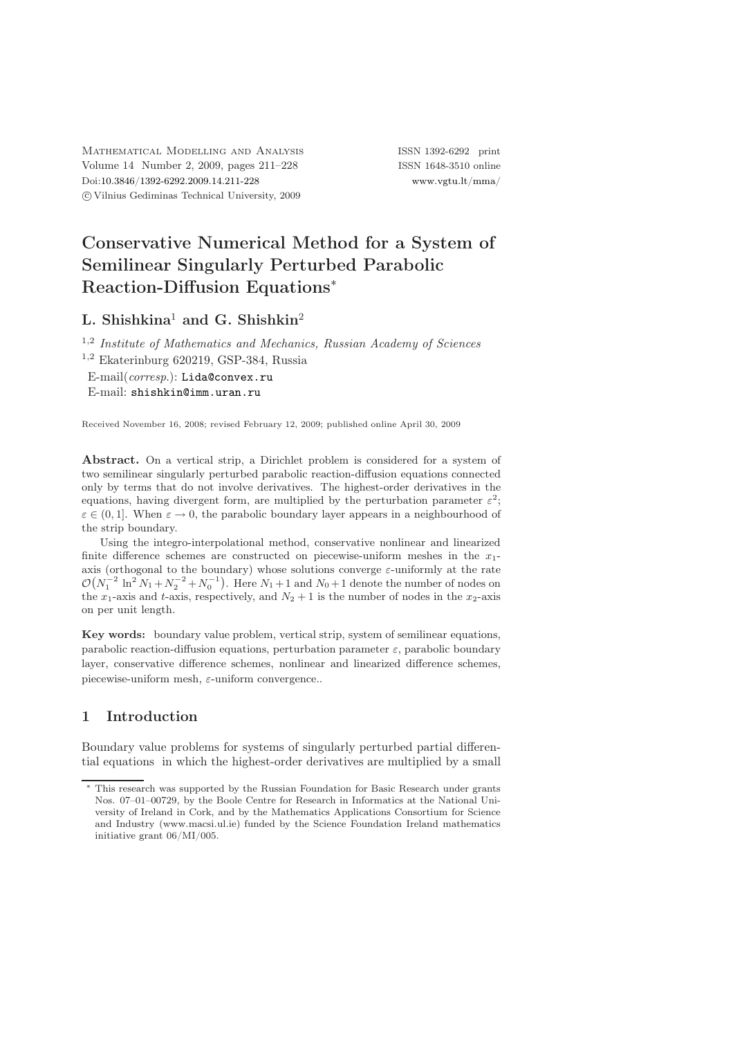Mathematical Modelling and Analysis
Volume 14 Number 2, 2009, pages 211–228
Doi:10.3846/1392-6292.2009.14.211-228
© Vilnius Gediminas Technical University, 2009

ISSN 1392-6292 print
ISSN 1648-3510 online
www.vgtu.lt/mma/

# Conservative Numerical Method for a System of Semilinear Singularly Perturbed Parabolic Reaction-Diffusion Equations*

**L. Shishkina**[1] **and G. Shishkin**[2]

[1,2] *Institute of Mathematics and Mechanics, Russian Academy of Sciences*
[1,2] Ekaterinburg 620219, GSP-384, Russia
E-mail(*corresp.*): Lida@convex.ru
E-mail: shishkin@imm.uran.ru

Received November 16, 2008; revised February 12, 2009; published online April 30, 2009

**Abstract.** On a vertical strip, a Dirichlet problem is considered for a system of two semilinear singularly perturbed parabolic reaction-diffusion equations connected only by terms that do not involve derivatives. The highest-order derivatives in the equations, having divergent form, are multiplied by the perturbation parameter $\varepsilon^2$; $\varepsilon \in (0, 1]$. When $\varepsilon \to 0$, the parabolic boundary layer appears in a neighbourhood of the strip boundary.

Using the integro-interpolational method, conservative nonlinear and linearized finite difference schemes are constructed on piecewise-uniform meshes in the $x_1$-axis (orthogonal to the boundary) whose solutions converge $\varepsilon$-uniformly at the rate $\mathcal{O}\big(N_1^{-2}\ln^2 N_1 + N_2^{-2} + N_0^{-1}\big)$. Here $N_1+1$ and $N_0+1$ denote the number of nodes on the $x_1$-axis and $t$-axis, respectively, and $N_2+1$ is the number of nodes in the $x_2$-axis on per unit length.

**Key words:** boundary value problem, vertical strip, system of semilinear equations, parabolic reaction-diffusion equations, perturbation parameter $\varepsilon$, parabolic boundary layer, conservative difference schemes, nonlinear and linearized difference schemes, piecewise-uniform mesh, $\varepsilon$-uniform convergence..

## 1 Introduction

Boundary value problems for systems of singularly perturbed partial differential equations in which the highest-order derivatives are multiplied by a small

---

* This research was supported by the Russian Foundation for Basic Research under grants Nos. 07–01–00729, by the Boole Centre for Research in Informatics at the National University of Ireland in Cork, and by the Mathematics Applications Consortium for Science and Industry (www.macsi.ul.ie) funded by the Science Foundation Ireland mathematics initiative grant 06/MI/005.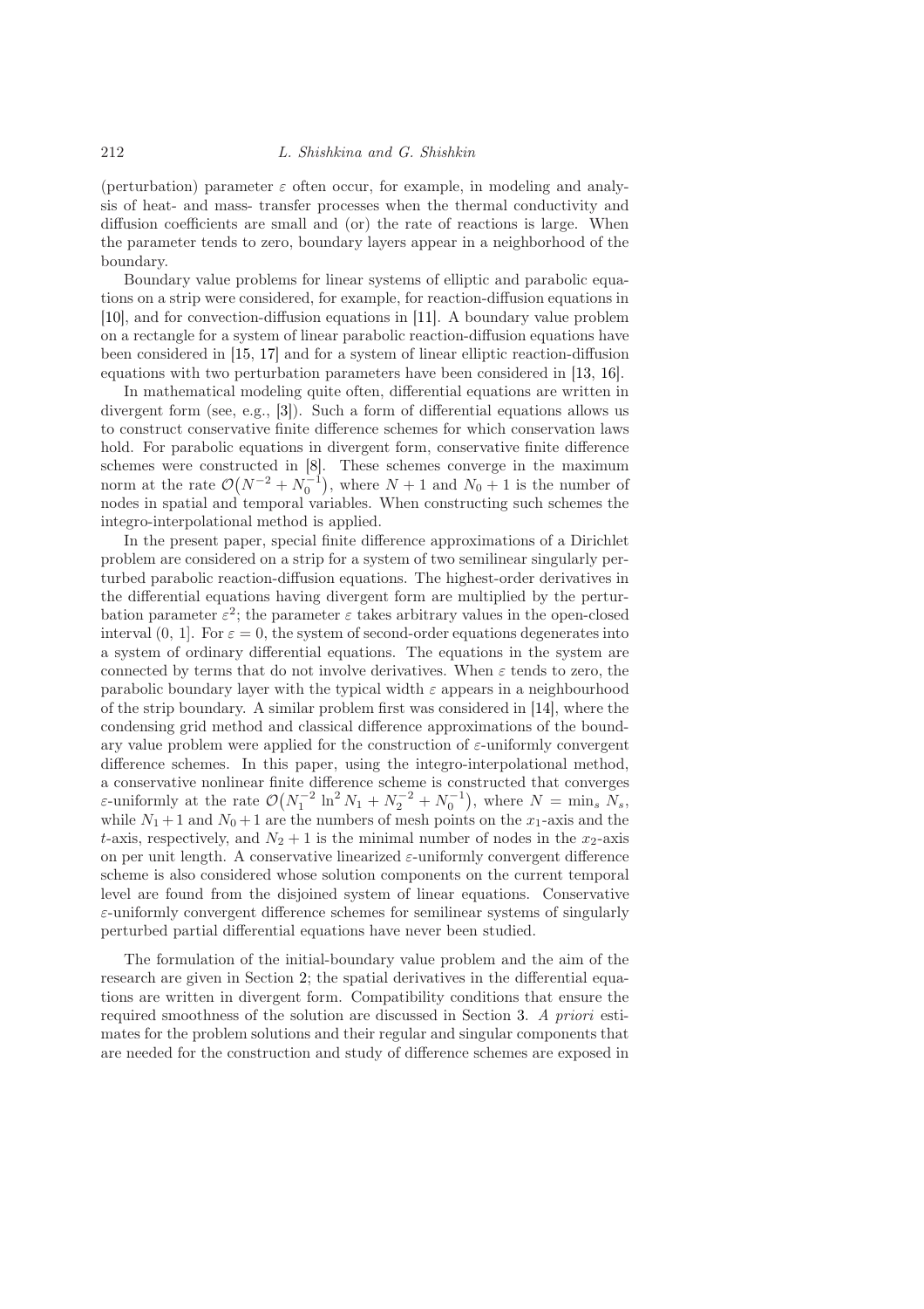(perturbation) parameter $\varepsilon$ often occur, for example, in modeling and analysis of heat- and mass- transfer processes when the thermal conductivity and diffusion coefficients are small and (or) the rate of reactions is large. When the parameter tends to zero, boundary layers appear in a neighborhood of the boundary.

Boundary value problems for linear systems of elliptic and parabolic equations on a strip were considered, for example, for reaction-diffusion equations in [10], and for convection-diffusion equations in [11]. A boundary value problem on a rectangle for a system of linear parabolic reaction-diffusion equations have been considered in [15, 17] and for a system of linear elliptic reaction-diffusion equations with two perturbation parameters have been considered in [13, 16].

In mathematical modeling quite often, differential equations are written in divergent form (see, e.g., [3]). Such a form of differential equations allows us to construct conservative finite difference schemes for which conservation laws hold. For parabolic equations in divergent form, conservative finite difference schemes were constructed in [8]. These schemes converge in the maximum norm at the rate $\mathcal{O}\big(N^{-2} + N_0^{-1}\big)$, where $N+1$ and $N_0+1$ is the number of nodes in spatial and temporal variables. When constructing such schemes the integro-interpolational method is applied.

In the present paper, special finite difference approximations of a Dirichlet problem are considered on a strip for a system of two semilinear singularly perturbed parabolic reaction-diffusion equations. The highest-order derivatives in the differential equations having divergent form are multiplied by the perturbation parameter $\varepsilon^2$; the parameter $\varepsilon$ takes arbitrary values in the open-closed interval $(0, 1]$. For $\varepsilon = 0$, the system of second-order equations degenerates into a system of ordinary differential equations. The equations in the system are connected by terms that do not involve derivatives. When $\varepsilon$ tends to zero, the parabolic boundary layer with the typical width $\varepsilon$ appears in a neighbourhood of the strip boundary. A similar problem first was considered in [14], where the condensing grid method and classical difference approximations of the boundary value problem were applied for the construction of $\varepsilon$-uniformly convergent difference schemes. In this paper, using the integro-interpolational method, a conservative nonlinear finite difference scheme is constructed that converges $\varepsilon$-uniformly at the rate $\mathcal{O}\big(N_1^{-2}\ln^2 N_1 + N_2^{-2} + N_0^{-1}\big)$, where $N = \min_s N_s$, while $N_1+1$ and $N_0+1$ are the numbers of mesh points on the $x_1$-axis and the $t$-axis, respectively, and $N_2+1$ is the minimal number of nodes in the $x_2$-axis on per unit length. A conservative linearized $\varepsilon$-uniformly convergent difference scheme is also considered whose solution components on the current temporal level are found from the disjoined system of linear equations. Conservative $\varepsilon$-uniformly convergent difference schemes for semilinear systems of singularly perturbed partial differential equations have never been studied.

The formulation of the initial-boundary value problem and the aim of the research are given in Section 2; the spatial derivatives in the differential equations are written in divergent form. Compatibility conditions that ensure the required smoothness of the solution are discussed in Section 3. *A priori* estimates for the problem solutions and their regular and singular components that are needed for the construction and study of difference schemes are exposed in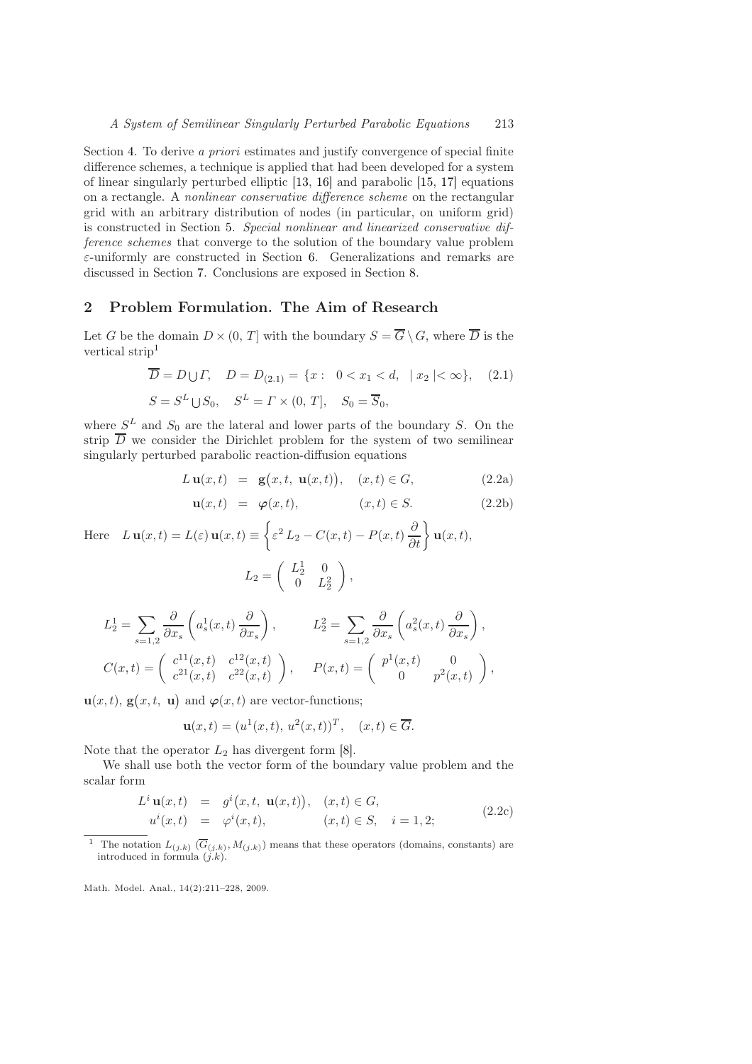Section 4. To derive *a priori* estimates and justify convergence of special finite difference schemes, a technique is applied that had been developed for a system of linear singularly perturbed elliptic [13, 16] and parabolic [15, 17] equations on a rectangle. A *nonlinear conservative difference scheme* on the rectangular grid with an arbitrary distribution of nodes (in particular, on uniform grid) is constructed in Section 5. *Special nonlinear and linearized conservative difference schemes* that converge to the solution of the boundary value problem $\varepsilon$-uniformly are constructed in Section 6. Generalizations and remarks are discussed in Section 7. Conclusions are exposed in Section 8.

## 2 Problem Formulation. The Aim of Research

Let $G$ be the domain $D \times (0,\, T]$ with the boundary $S = \overline{G} \setminus G$, where $\overline{D}$ is the vertical strip[1]

$$\overline{D} = D \bigcup \Gamma, \quad D = D_{(2.1)} = \{x : \;\; 0 < x_1 < d, \;\; | \, x_2 \, | < \infty\}, \qquad (2.1)$$

$$S = S^L \bigcup S_0, \quad S^L = \Gamma \times (0,\, T], \quad S_0 = \overline{S}_0,$$

where $S^L$ and $S_0$ are the lateral and lower parts of the boundary $S$. On the strip $\overline{D}$ we consider the Dirichlet problem for the system of two semilinear singularly perturbed parabolic reaction-diffusion equations

$$L\, \mathbf{u}(x,t) \;=\; \mathbf{g}\big(x, t,\; \mathbf{u}(x,t)\big), \quad (x,t) \in G, \qquad (2.2a)$$

$$\mathbf{u}(x,t) \;=\; \boldsymbol{\varphi}(x,t), \qquad\qquad (x,t) \in S. \qquad (2.2b)$$

Here $\quad L\, \mathbf{u}(x,t) = L(\varepsilon)\, \mathbf{u}(x,t) \equiv \left\{ \varepsilon^2 \, L_2 - C(x,t) - P(x,t) \, \dfrac{\partial}{\partial t} \right\} \mathbf{u}(x,t),$

$$L_2 = \begin{pmatrix} L_2^1 & 0 \\ 0 & L_2^2 \end{pmatrix},$$

$$L_2^1 = \sum_{s=1,2} \frac{\partial}{\partial x_s} \left( a_s^1(x,t) \, \frac{\partial}{\partial x_s} \right), \qquad L_2^2 = \sum_{s=1,2} \frac{\partial}{\partial x_s} \left( a_s^2(x,t) \, \frac{\partial}{\partial x_s} \right),$$

$$C(x,t) = \begin{pmatrix} c^{11}(x,t) & c^{12}(x,t) \\ c^{21}(x,t) & c^{22}(x,t) \end{pmatrix}, \quad P(x,t) = \begin{pmatrix} p^1(x,t) & 0 \\ 0 & p^2(x,t) \end{pmatrix},$$

$\mathbf{u}(x,t)$, $\mathbf{g}\big(x, t,\; \mathbf{u}\big)$ and $\boldsymbol{\varphi}(x,t)$ are vector-functions;

$$\mathbf{u}(x,t) = (u^1(x,t),\, u^2(x,t))^T, \quad (x,t) \in \overline{G}.$$

Note that the operator $L_2$ has divergent form [8].

We shall use both the vector form of the boundary value problem and the scalar form

$$\begin{aligned} L^i\, \mathbf{u}(x,t) \;&=\; g^i\big(x, t,\; \mathbf{u}(x,t)\big), \quad (x,t) \in G, \\ u^i(x,t) \;&=\; \varphi^i(x,t), \qquad\qquad (x,t) \in S, \quad i = 1, 2; \end{aligned} \qquad (2.2c)$$

[1] The notation $L_{(j.k)}$ $(\overline{G}_{(j.k)}, M_{(j.k)})$ means that these operators (domains, constants) are introduced in formula $(j.k)$.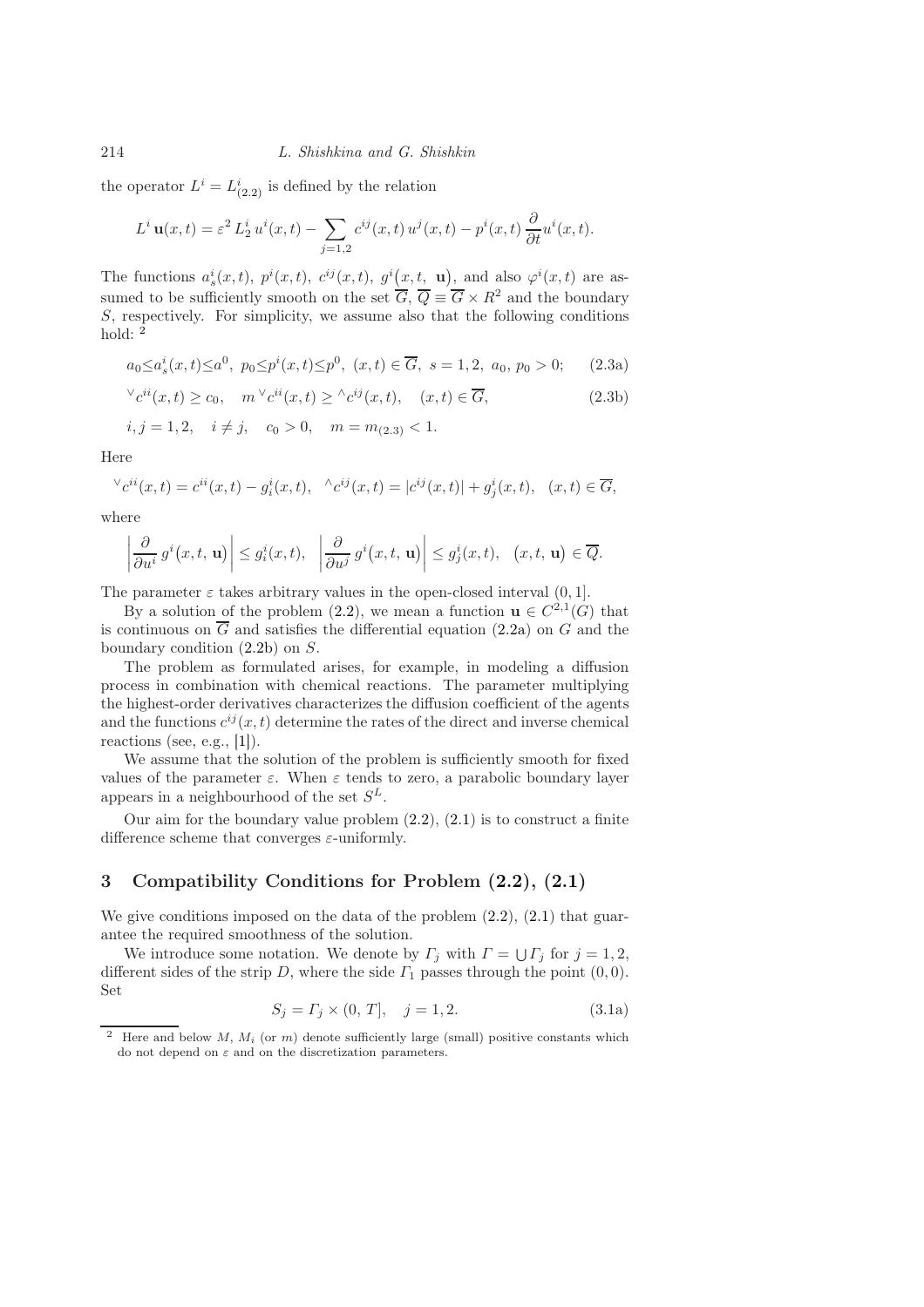the operator $L^i = L^i_{(2.2)}$ is defined by the relation

$$L^i\,\mathbf{u}(x,t) = \varepsilon^2\, L^i_2\, u^i(x,t) - \sum_{j=1,2} c^{ij}(x,t)\, u^j(x,t) - p^i(x,t)\, \frac{\partial}{\partial t} u^i(x,t).$$

The functions $a^i_s(x,t)$, $p^i(x,t)$, $c^{ij}(x,t)$, $g^i\big(x,t,\ \mathbf{u}\big)$, and also $\varphi^i(x,t)$ are assumed to be sufficiently smooth on the set $\overline{G}$, $\overline{Q} \equiv \overline{G} \times R^2$ and the boundary $S$, respectively. For simplicity, we assume also that the following conditions hold: [2]

$$a_0 \le a^i_s(x,t) \le a^0,\ p_0 \le p^i(x,t) \le p^0,\ (x,t) \in \overline{G},\ s = 1,2,\ a_0,\, p_0 > 0; \quad (2.3\text{a})$$

$$^{\vee}c^{ii}(x,t) \ge c_0, \quad m\,^{\vee}c^{ii}(x,t) \ge {}^{\wedge}c^{ij}(x,t), \quad (x,t) \in \overline{G}, \quad (2.3\text{b})$$

$$i,j = 1,2, \quad i \neq j, \quad c_0 > 0, \quad m = m_{(2.3)} < 1.$$

Here

$$^{\vee}c^{ii}(x,t) = c^{ii}(x,t) - g^i_i(x,t), \quad {}^{\wedge}c^{ij}(x,t) = |c^{ij}(x,t)| + g^i_j(x,t), \quad (x,t) \in \overline{G},$$

where

$$\left| \frac{\partial}{\partial u^i}\, g^i\big(x,t,\ \mathbf{u}\big) \right| \le g^i_i(x,t), \quad \left| \frac{\partial}{\partial u^j}\, g^i\big(x,t,\ \mathbf{u}\big) \right| \le g^i_j(x,t), \quad \big(x,t,\ \mathbf{u}\big) \in \overline{Q}.$$

The parameter $\varepsilon$ takes arbitrary values in the open-closed interval $(0,1]$.

By a solution of the problem (2.2), we mean a function $\mathbf{u} \in C^{2,1}(G)$ that is continuous on $\overline{G}$ and satisfies the differential equation (2.2a) on $G$ and the boundary condition (2.2b) on $S$.

The problem as formulated arises, for example, in modeling a diffusion process in combination with chemical reactions. The parameter multiplying the highest-order derivatives characterizes the diffusion coefficient of the agents and the functions $c^{ij}(x,t)$ determine the rates of the direct and inverse chemical reactions (see, e.g., [1]).

We assume that the solution of the problem is sufficiently smooth for fixed values of the parameter $\varepsilon$. When $\varepsilon$ tends to zero, a parabolic boundary layer appears in a neighbourhood of the set $S^L$.

Our aim for the boundary value problem (2.2), (2.1) is to construct a finite difference scheme that converges $\varepsilon$-uniformly.

## 3 Compatibility Conditions for Problem (2.2), (2.1)

We give conditions imposed on the data of the problem (2.2), (2.1) that guarantee the required smoothness of the solution.

We introduce some notation. We denote by $\Gamma_j$ with $\Gamma = \bigcup \Gamma_j$ for $j = 1,2$, different sides of the strip $D$, where the side $\Gamma_1$ passes through the point $(0,0)$. Set

$$S_j = \Gamma_j \times (0,\,T], \quad j = 1,2. \quad (3.1\text{a})$$

---

[2] Here and below $M$, $M_i$ (or $m$) denote sufficiently large (small) positive constants which do not depend on $\varepsilon$ and on the discretization parameters.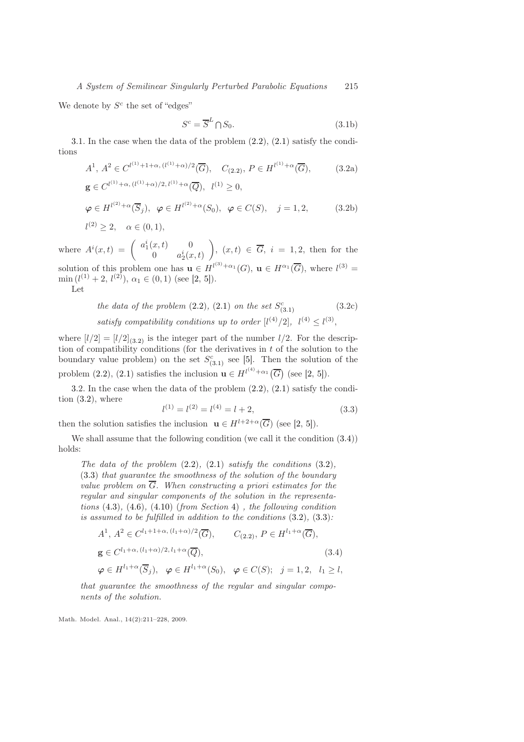We denote by $S^c$ the set of "edges"

$$S^c = \overline{S}^L \bigcap S_0. \tag{3.1b}$$

3.1. In the case when the data of the problem (2.2), (2.1) satisfy the conditions

$$A^1,\, A^2 \in C^{l^{(1)}+1+\alpha,\,(l^{(1)}+\alpha)/2}(\overline{G}), \quad C_{(2.2)},\, P \in H^{l^{(1)}+\alpha}(\overline{G}), \tag{3.2a}$$

$$\mathbf{g} \in C^{l^{(1)}+\alpha,\,(l^{(1)}+\alpha)/2,\,l^{(1)}+\alpha}(\overline{Q}), \quad l^{(1)} \geq 0,$$

$$\boldsymbol{\varphi} \in H^{l^{(2)}+\alpha}(\overline{S}_j), \;\; \boldsymbol{\varphi} \in H^{l^{(2)}+\alpha}(S_0), \;\; \boldsymbol{\varphi} \in C(S), \quad j = 1, 2, \tag{3.2b}$$

$$l^{(2)} \geq 2, \quad \alpha \in (0,1),$$

where $A^i(x,t) = \begin{pmatrix} a_1^i(x,t) & 0 \\ 0 & a_2^i(x,t) \end{pmatrix}$, $(x,t) \in \overline{G}$, $i = 1, 2$, then for the solution of this problem one has $\mathbf{u} \in H^{l^{(3)}+\alpha_1}(G)$, $\mathbf{u} \in H^{\alpha_1}(\overline{G})$, where $l^{(3)} = \min\left(l^{(1)} + 2,\, l^{(2)}\right)$, $\alpha_1 \in (0,1)$ (see [2, 5]).

Let

$$\textit{the data of the problem (2.2), (2.1) on the set } S^c_{(3.1)} \tag{3.2c}$$
$$\textit{satisfy compatibility conditions up to order } [l^{(4)}/2],\;\; l^{(4)} \leq l^{(3)},$$

where $[l/2] = [l/2]_{(3.2)}$ is the integer part of the number $l/2$. For the description of compatibility conditions (for the derivatives in $t$ of the solution to the boundary value problem) on the set $S^c_{(3.1)}$ see [5]. Then the solution of the problem (2.2), (2.1) satisfies the inclusion $\mathbf{u} \in H^{l^{(4)}+\alpha_1}(\overline{G})$ (see [2, 5]).

3.2. In the case when the data of the problem (2.2), (2.1) satisfy the condition (3.2), where

$$l^{(1)} = l^{(2)} = l^{(4)} = l + 2, \tag{3.3}$$

then the solution satisfies the inclusion $\mathbf{u} \in H^{l+2+\alpha}(\overline{G})$ (see [2, 5]).

We shall assume that the following condition (we call it the condition (3.4)) holds:

*The data of the problem (2.2), (2.1) satisfy the conditions (3.2), (3.3) that guarantee the smoothness of the solution of the boundary value problem on $\overline{G}$. When constructing a priori estimates for the regular and singular components of the solution in the representations (4.3), (4.6), (4.10) (from Section 4) , the following condition is assumed to be fulfilled in addition to the conditions (3.2), (3.3):*

$$A^1,\, A^2 \in C^{l_1+1+\alpha,\,(l_1+\alpha)/2}(\overline{G}), \qquad C_{(2.2)},\, P \in H^{l_1+\alpha}(\overline{G}),$$

$$\mathbf{g} \in C^{l_1+\alpha,\,(l_1+\alpha)/2,\,l_1+\alpha}(\overline{Q}), \tag{3.4}$$

$$\boldsymbol{\varphi} \in H^{l_1+\alpha}(\overline{S}_j), \;\; \boldsymbol{\varphi} \in H^{l_1+\alpha}(S_0), \;\; \boldsymbol{\varphi} \in C(S); \;\; j = 1, 2, \;\; l_1 \geq l,$$

*that guarantee the smoothness of the regular and singular components of the solution.*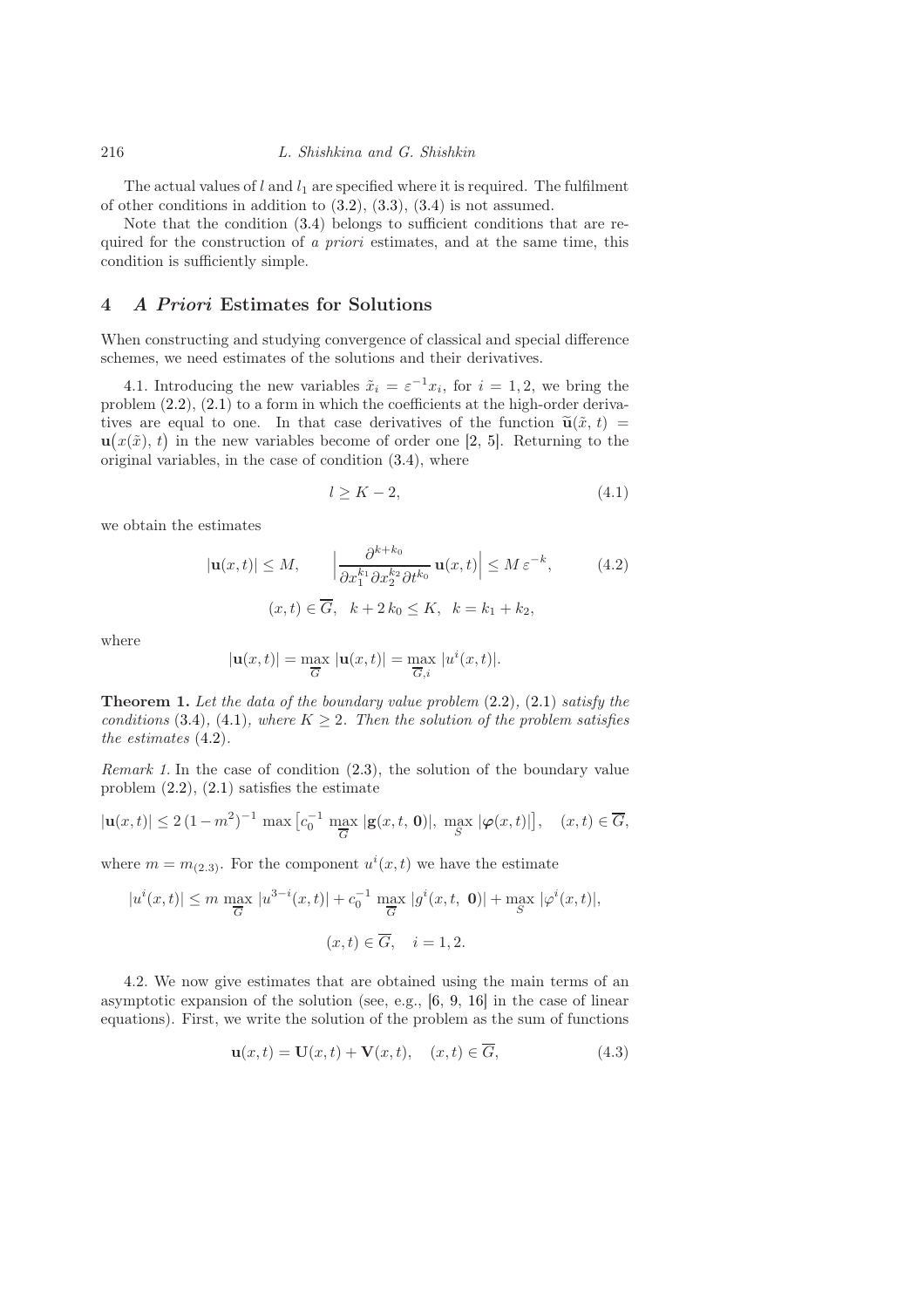The actual values of $l$ and $l_1$ are specified where it is required. The fulfilment of other conditions in addition to (3.2), (3.3), (3.4) is not assumed.

Note that the condition (3.4) belongs to sufficient conditions that are required for the construction of *a priori* estimates, and at the same time, this condition is sufficiently simple.

## 4 *A Priori* Estimates for Solutions

When constructing and studying convergence of classical and special difference schemes, we need estimates of the solutions and their derivatives.

4.1. Introducing the new variables $\tilde{x}_i = \varepsilon^{-1} x_i$, for $i = 1, 2$, we bring the problem (2.2), (2.1) to a form in which the coefficients at the high-order derivatives are equal to one. In that case derivatives of the function $\tilde{\mathbf{u}}(\tilde{x}, t) = \mathbf{u}\big(x(\tilde{x}), t\big)$ in the new variables become of order one [2, 5]. Returning to the original variables, in the case of condition (3.4), where

$$l \geq K - 2, \tag{4.1}$$

we obtain the estimates

$$|\mathbf{u}(x,t)| \leq M, \qquad \Big| \frac{\partial^{k+k_0}}{\partial x_1^{k_1} \partial x_2^{k_2} \partial t^{k_0}} \, \mathbf{u}(x,t) \Big| \leq M \, \varepsilon^{-k}, \tag{4.2}$$

$$(x,t) \in \overline{G}, \quad k + 2\,k_0 \leq K, \quad k = k_1 + k_2,$$

where

$$|\mathbf{u}(x,t)| = \max_{\overline{G}} \, |\mathbf{u}(x,t)| = \max_{\overline{G},i} \, |u^i(x,t)|.$$

**Theorem 1.** *Let the data of the boundary value problem* (2.2), (2.1) *satisfy the conditions* (3.4), (4.1), *where* $K \geq 2$. *Then the solution of the problem satisfies the estimates* (4.2).

*Remark 1.* In the case of condition (2.3), the solution of the boundary value problem (2.2), (2.1) satisfies the estimate

$$|\mathbf{u}(x,t)| \leq 2\,(1 - m^2)^{-1} \, \max \big[ c_0^{-1} \, \max_{\overline{G}} \, |\mathbf{g}(x, t, \mathbf{0})|, \, \max_{S} \, |\boldsymbol{\varphi}(x,t)| \big], \quad (x,t) \in \overline{G},$$

where $m = m_{(2.3)}$. For the component $u^i(x,t)$ we have the estimate

$$|u^i(x,t)| \leq m \, \max_{\overline{G}} \, |u^{3-i}(x,t)| + c_0^{-1} \, \max_{\overline{G}} \, |g^i(x, t, \, \mathbf{0})| + \max_{S} \, |\varphi^i(x,t)|,$$

$$(x,t) \in \overline{G}, \quad i = 1, 2.$$

4.2. We now give estimates that are obtained using the main terms of an asymptotic expansion of the solution (see, e.g., [6, 9, 16] in the case of linear equations). First, we write the solution of the problem as the sum of functions

$$\mathbf{u}(x,t) = \mathbf{U}(x,t) + \mathbf{V}(x,t), \quad (x,t) \in \overline{G}, \tag{4.3}$$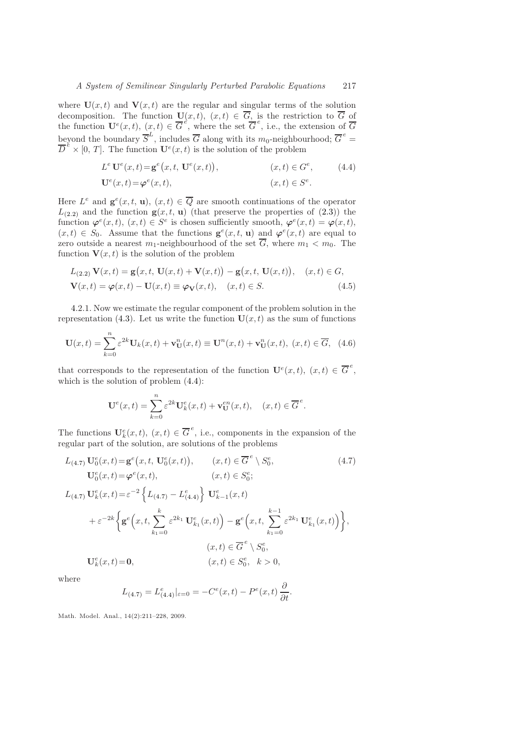where $\mathbf{U}(x,t)$ and $\mathbf{V}(x,t)$ are the regular and singular terms of the solution decomposition. The function $\mathbf{U}(x,t)$, $(x,t) \in \overline{G}$, is the restriction to $\overline{G}$ of the function $\mathbf{U}^e(x,t)$, $(x,t) \in \overline{G}^e$, where the set $\overline{G}^e$, i.e., the extension of $\overline{G}$ beyond the boundary $\overline{S}^L$, includes $\overline{G}$ along with its $m_0$-neighbourhood; $\overline{G}^e = \overline{D}^e \times [0,\, T]$. The function $\mathbf{U}^e(x,t)$ is the solution of the problem

$$
\begin{aligned}
L^e\, \mathbf{U}^e(x,t) &= \mathbf{g}^e\big(x,t,\, \mathbf{U}^e(x,t)\big), \qquad && (x,t) \in G^e, \\
\mathbf{U}^e(x,t) &= \boldsymbol{\varphi}^e(x,t), && (x,t) \in S^e.
\end{aligned}
\tag{4.4}
$$

Here $L^e$ and $\mathbf{g}^e(x,t,\mathbf{u})$, $(x,t) \in \overline{Q}$ are smooth continuations of the operator $L_{(2.2)}$ and the function $\mathbf{g}(x,t,\mathbf{u})$ (that preserve the properties of (2.3)) the function $\boldsymbol{\varphi}^e(x,t)$, $(x,t) \in S^e$ is chosen sufficiently smooth, $\boldsymbol{\varphi}^e(x,t) = \boldsymbol{\varphi}(x,t)$, $(x,t) \in S_0$. Assume that the functions $\mathbf{g}^e(x,t,\mathbf{u})$ and $\boldsymbol{\varphi}^e(x,t)$ are equal to zero outside a nearest $m_1$-neighbourhood of the set $\overline{G}$, where $m_1 < m_0$. The function $\mathbf{V}(x,t)$ is the solution of the problem

$$
\begin{aligned}
&L_{(2.2)}\, \mathbf{V}(x,t) = \mathbf{g}\big(x,t,\, \mathbf{U}(x,t) + \mathbf{V}(x,t)\big) - \mathbf{g}\big(x,t,\, \mathbf{U}(x,t)\big), \quad (x,t) \in G, \\
&\mathbf{V}(x,t) = \boldsymbol{\varphi}(x,t) - \mathbf{U}(x,t) \equiv \boldsymbol{\varphi}_{\mathbf{V}}(x,t), \quad (x,t) \in S.
\end{aligned}
\tag{4.5}
$$

4.2.1. Now we estimate the regular component of the problem solution in the representation (4.3). Let us write the function $\mathbf{U}(x,t)$ as the sum of functions

$$
\mathbf{U}(x,t) = \sum_{k=0}^{n} \varepsilon^{2k} \mathbf{U}_k(x,t) + \mathbf{v}^n_{\mathbf{U}}(x,t) \equiv \mathbf{U}^n(x,t) + \mathbf{v}^n_{\mathbf{U}}(x,t),\ (x,t) \in \overline{G}, \tag{4.6}
$$

that corresponds to the representation of the function $\mathbf{U}^e(x,t)$, $(x,t) \in \overline{G}^e$, which is the solution of problem (4.4):

$$
\mathbf{U}^e(x,t) = \sum_{k=0}^{n} \varepsilon^{2k} \mathbf{U}^e_k(x,t) + \mathbf{v}^{en}_{\mathbf{U}}(x,t), \quad (x,t) \in \overline{G}^e.
$$

The functions $\mathbf{U}^e_k(x,t)$, $(x,t) \in \overline{G}^e$, i.e., components in the expansion of the regular part of the solution, are solutions of the problems

$$
\begin{aligned}
L_{(4.7)}\, \mathbf{U}^e_0(x,t) &= \mathbf{g}^e\big(x,t,\, \mathbf{U}^e_0(x,t)\big), \qquad (x,t) \in \overline{G}^e \setminus S^e_0, \\
\mathbf{U}^e_0(x,t) &= \boldsymbol{\varphi}^e(x,t), \qquad (x,t) \in S^e_0; \\
L_{(4.7)}\, \mathbf{U}^e_k(x,t) &= \varepsilon^{-2} \Big\{ L_{(4.7)} - L^e_{(4.4)} \Big\}\ \mathbf{U}^e_{k-1}(x,t) \\
&\quad + \varepsilon^{-2k} \bigg\{ \mathbf{g}^e\Big(x,t,\, \sum_{k_1=0}^{k} \varepsilon^{2k_1}\, \mathbf{U}^e_{k_1}(x,t)\Big) - \mathbf{g}^e\Big(x,t,\, \sum_{k_1=0}^{k-1} \varepsilon^{2k_1}\, \mathbf{U}^e_{k_1}(x,t)\Big) \bigg\}, \\
&\qquad\qquad (x,t) \in \overline{G}^e \setminus S^e_0, \\
\mathbf{U}^e_k(x,t) &= \mathbf{0}, \qquad (x,t) \in S^e_0, \quad k > 0,
\end{aligned}
\tag{4.7}
$$

where

$$
L_{(4.7)} = L^e_{(4.4)}\big|_{\varepsilon=0} = -C^e(x,t) - P^e(x,t)\, \frac{\partial}{\partial t}.
$$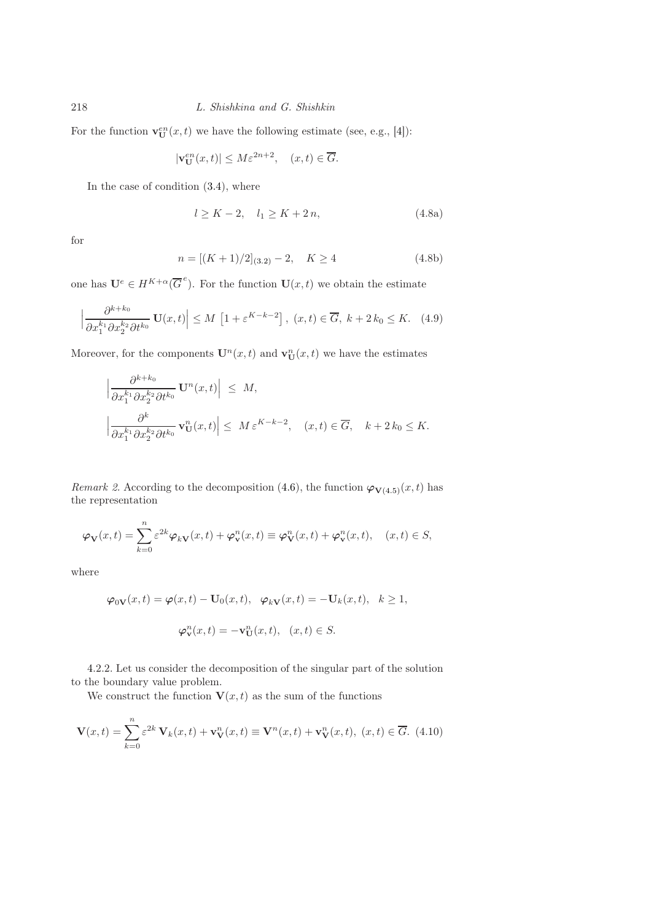For the function $\mathbf{v}^{en}_{\mathbf{U}}(x,t)$ we have the following estimate (see, e.g., [4]):

$$|\mathbf{v}^{en}_{\mathbf{U}}(x,t)| \le M\varepsilon^{2n+2}, \quad (x,t) \in \overline{G}.$$

In the case of condition (3.4), where

$$l \ge K-2, \quad l_1 \ge K+2\,n, \tag{4.8a}$$

for

$$n = [(K+1)/2]_{(3.2)} - 2, \quad K \ge 4 \tag{4.8b}$$

one has $\mathbf{U}^e \in H^{K+\alpha}(\overline{G}^{\,e})$. For the function $\mathbf{U}(x,t)$ we obtain the estimate

$$\Big|\frac{\partial^{k+k_0}}{\partial x_1^{k_1}\partial x_2^{k_2}\partial t^{k_0}}\,\mathbf{U}(x,t)\Big| \le M\,\left[1+\varepsilon^{K-k-2}\right], \; (x,t)\in\overline{G},\; k+2\,k_0 \le K. \tag{4.9}$$

Moreover, for the components $\mathbf{U}^n(x,t)$ and $\mathbf{v}^n_{\mathbf{U}}(x,t)$ we have the estimates

$$\Big|\frac{\partial^{k+k_0}}{\partial x_1^{k_1}\partial x_2^{k_2}\partial t^{k_0}}\,\mathbf{U}^n(x,t)\Big| \;\le\; M,$$

$$\Big|\frac{\partial^{k}}{\partial x_1^{k_1}\partial x_2^{k_2}\partial t^{k_0}}\,\mathbf{v}^n_{\mathbf{U}}(x,t)\Big| \le\; M\,\varepsilon^{K-k-2}, \quad (x,t)\in\overline{G}, \quad k+2\,k_0 \le K.$$

*Remark 2.* According to the decomposition (4.6), the function $\boldsymbol{\varphi}_{\mathbf{V}(4.5)}(x,t)$ has the representation

$$\boldsymbol{\varphi}_{\mathbf{V}}(x,t) = \sum_{k=0}^{n}\varepsilon^{2k}\boldsymbol{\varphi}_{k\mathbf{V}}(x,t) + \boldsymbol{\varphi}^n_{\mathbf{v}}(x,t) \equiv \boldsymbol{\varphi}^n_{\mathbf{V}}(x,t) + \boldsymbol{\varphi}^n_{\mathbf{v}}(x,t), \quad (x,t)\in S,$$

where

$$\boldsymbol{\varphi}_{0\mathbf{V}}(x,t) = \boldsymbol{\varphi}(x,t) - \mathbf{U}_0(x,t), \quad \boldsymbol{\varphi}_{k\mathbf{V}}(x,t) = -\mathbf{U}_k(x,t), \quad k\ge 1,$$

$$\boldsymbol{\varphi}^n_{\mathbf{v}}(x,t) = -\mathbf{v}^n_{\mathbf{U}}(x,t), \quad (x,t)\in S.$$

4.2.2. Let us consider the decomposition of the singular part of the solution to the boundary value problem.

We construct the function $\mathbf{V}(x,t)$ as the sum of the functions

$$\mathbf{V}(x,t) = \sum_{k=0}^{n}\varepsilon^{2k}\,\mathbf{V}_k(x,t) + \mathbf{v}^n_{\mathbf{V}}(x,t) \equiv \mathbf{V}^n(x,t) + \mathbf{v}^n_{\mathbf{V}}(x,t),\; (x,t)\in\overline{G}. \tag{4.10}$$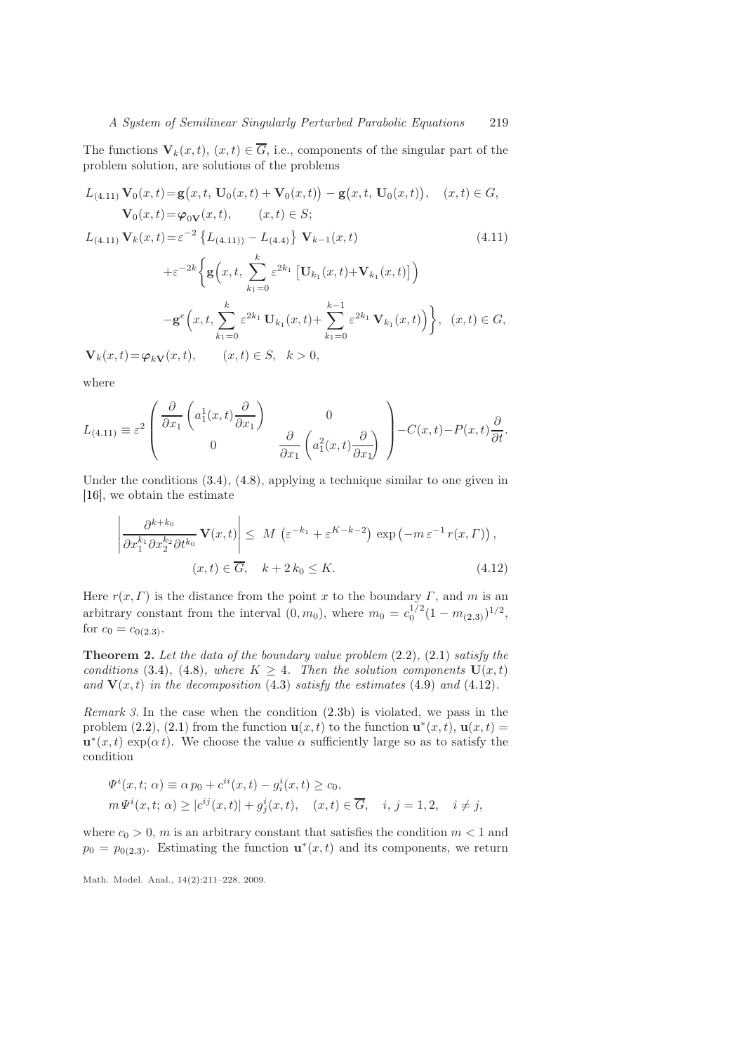The functions $\mathbf{V}_k(x,t)$, $(x,t) \in \overline{G}$, i.e., components of the singular part of the problem solution, are solutions of the problems

$$
\begin{aligned}
L_{(4.11)}\, \mathbf{V}_0(x,t) &= \mathbf{g}\big(x,t,\, \mathbf{U}_0(x,t) + \mathbf{V}_0(x,t)\big) - \mathbf{g}\big(x,t,\, \mathbf{U}_0(x,t)\big), \quad (x,t) \in G,\\
\mathbf{V}_0(x,t) &= \boldsymbol{\varphi}_{0\mathbf{V}}(x,t), \qquad (x,t) \in S;\\
L_{(4.11)}\, \mathbf{V}_k(x,t) &= \varepsilon^{-2} \left\{ L_{(4.11))} - L_{(4.4)} \right\} \mathbf{V}_{k-1}(x,t) \qquad\qquad (4.11)\\
&\quad + \varepsilon^{-2k} \bigg\{ \mathbf{g}\Big(x,t,\, \sum_{k_1=0}^{k} \varepsilon^{2k_1} \left[ \mathbf{U}_{k_1}(x,t) + \mathbf{V}_{k_1}(x,t) \right] \Big)\\
&\quad - \mathbf{g}^e\Big(x,t,\, \sum_{k_1=0}^{k} \varepsilon^{2k_1}\, \mathbf{U}_{k_1}(x,t) + \sum_{k_1=0}^{k-1} \varepsilon^{2k_1}\, \mathbf{V}_{k_1}(x,t) \Big) \bigg\}, \quad (x,t) \in G,\\
\mathbf{V}_k(x,t) &= \boldsymbol{\varphi}_{k\mathbf{V}}(x,t), \qquad (x,t) \in S, \quad k > 0,
\end{aligned}
$$

where

$$
L_{(4.11)} \equiv \varepsilon^2 \begin{pmatrix} \dfrac{\partial}{\partial x_1}\left( a_1^1(x,t) \dfrac{\partial}{\partial x_1} \right) & 0 \\ 0 & \dfrac{\partial}{\partial x_1}\left( a_1^2(x,t) \dfrac{\partial}{\partial x_1} \right) \end{pmatrix} - C(x,t) - P(x,t) \frac{\partial}{\partial t}.
$$

Under the conditions (3.4), (4.8), applying a technique similar to one given in [16], we obtain the estimate

$$
\left| \frac{\partial^{k+k_0}}{\partial x_1^{k_1} \partial x_2^{k_2} \partial t^{k_0}}\, \mathbf{V}(x,t) \right| \le M \left( \varepsilon^{-k_1} + \varepsilon^{K-k-2} \right) \exp\left( -m\, \varepsilon^{-1}\, r(x,\Gamma) \right),
$$
$$
(x,t) \in \overline{G}, \quad k + 2\, k_0 \le K. \qquad (4.12)
$$

Here $r(x,\Gamma)$ is the distance from the point $x$ to the boundary $\Gamma$, and $m$ is an arbitrary constant from the interval $(0, m_0)$, where $m_0 = c_0^{1/2}(1 - m_{(2.3)})^{1/2}$, for $c_0 = c_{0(2.3)}$.

**Theorem 2.** *Let the data of the boundary value problem* (2.2), (2.1) *satisfy the conditions* (3.4), (4.8), *where* $K \ge 4$. *Then the solution components* $\mathbf{U}(x,t)$ *and* $\mathbf{V}(x,t)$ *in the decomposition* (4.3) *satisfy the estimates* (4.9) *and* (4.12).

*Remark 3.* In the case when the condition (2.3b) is violated, we pass in the problem (2.2), (2.1) from the function $\mathbf{u}(x,t)$ to the function $\mathbf{u}^*(x,t)$, $\mathbf{u}(x,t) = \mathbf{u}^*(x,t) \exp(\alpha\, t)$. We choose the value $\alpha$ sufficiently large so as to satisfy the condition

$$
\begin{aligned}
&\Psi^i(x,t;\,\alpha) \equiv \alpha\, p_0 + c^{ii}(x,t) - g_i^i(x,t) \ge c_0,\\
&m\, \Psi^i(x,t;\,\alpha) \ge |c^{ij}(x,t)| + g_j^i(x,t), \quad (x,t) \in \overline{G}, \quad i,j = 1,2, \quad i \ne j,
\end{aligned}
$$

where $c_0 > 0$, $m$ is an arbitrary constant that satisfies the condition $m < 1$ and $p_0 = p_{0(2.3)}$. Estimating the function $\mathbf{u}^*(x,t)$ and its components, we return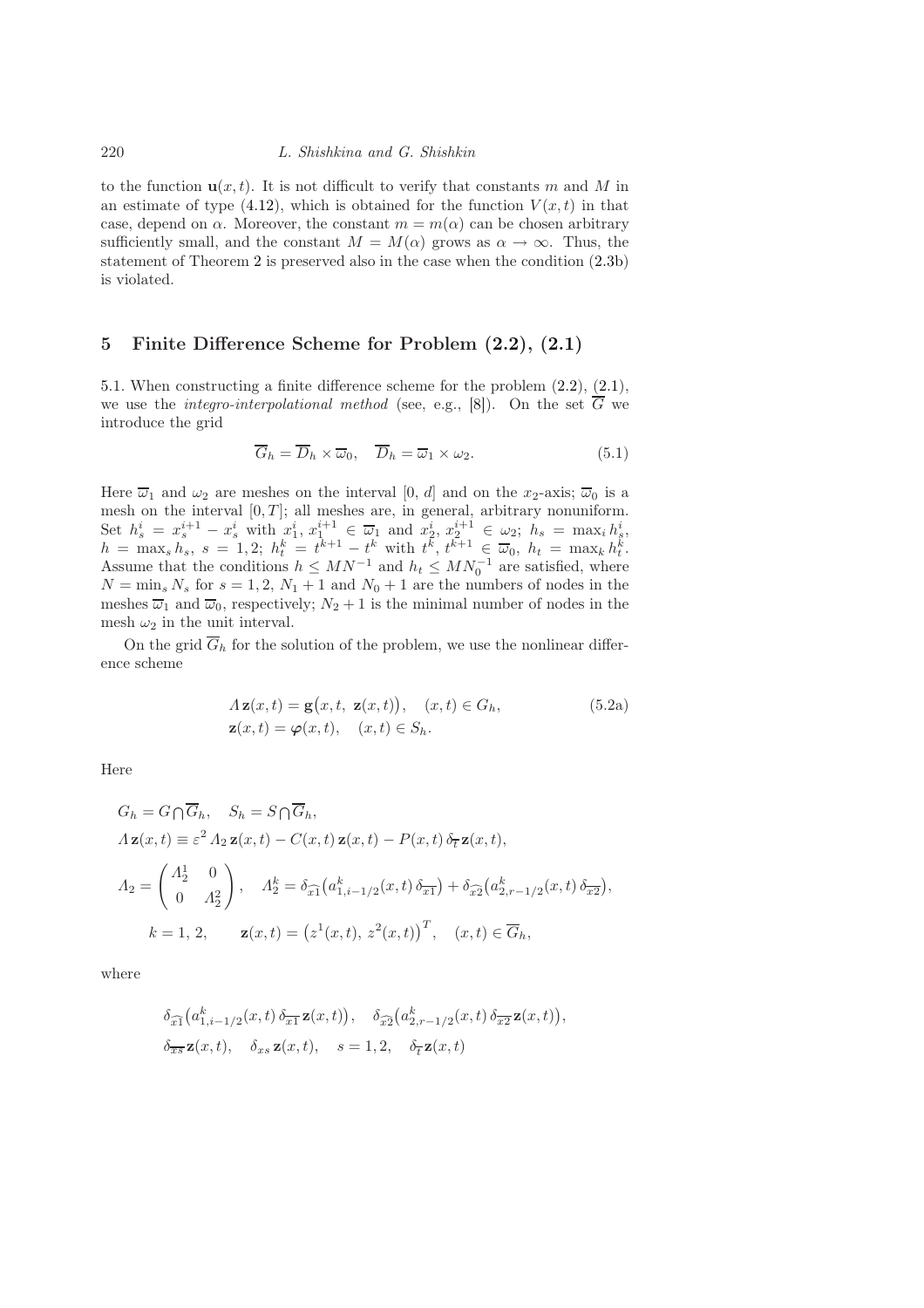to the function $\mathbf{u}(x,t)$. It is not difficult to verify that constants $m$ and $M$ in an estimate of type (4.12), which is obtained for the function $V(x,t)$ in that case, depend on $\alpha$. Moreover, the constant $m = m(\alpha)$ can be chosen arbitrary sufficiently small, and the constant $M = M(\alpha)$ grows as $\alpha \to \infty$. Thus, the statement of Theorem 2 is preserved also in the case when the condition (2.3b) is violated.

## 5 Finite Difference Scheme for Problem (2.2), (2.1)

5.1. When constructing a finite difference scheme for the problem (2.2), (2.1), we use the *integro-interpolational method* (see, e.g., [8]). On the set $\overline{G}$ we introduce the grid

$$\overline{G}_h = \overline{D}_h \times \overline{\omega}_0, \quad \overline{D}_h = \overline{\omega}_1 \times \omega_2. \tag{5.1}$$

Here $\overline{\omega}_1$ and $\omega_2$ are meshes on the interval $[0,\, d]$ and on the $x_2$-axis; $\overline{\omega}_0$ is a mesh on the interval $[0,T]$; all meshes are, in general, arbitrary nonuniform. Set $h_s^i = x_s^{i+1} - x_s^i$ with $x_1^i,\, x_1^{i+1} \in \overline{\omega}_1$ and $x_2^i,\, x_2^{i+1} \in \omega_2$; $h_s = \max_i h_s^i$, $h = \max_s h_s$, $s = 1, 2$; $h_t^k = t^{k+1} - t^k$ with $t^k,\, t^{k+1} \in \overline{\omega}_0$, $h_t = \max_k h_t^k$. Assume that the conditions $h \le MN^{-1}$ and $h_t \le MN_0^{-1}$ are satisfied, where $N = \min_s N_s$ for $s = 1, 2$, $N_1 + 1$ and $N_0 + 1$ are the numbers of nodes in the meshes $\overline{\omega}_1$ and $\overline{\omega}_0$, respectively; $N_2 + 1$ is the minimal number of nodes in the mesh $\omega_2$ in the unit interval.

On the grid $\overline{G}_h$ for the solution of the problem, we use the nonlinear difference scheme

$$\begin{aligned} &\Lambda\, \mathbf{z}(x,t) = \mathbf{g}\big(x, t,\; \mathbf{z}(x,t)\big), \quad (x,t) \in G_h, \\ &\mathbf{z}(x,t) = \boldsymbol{\varphi}(x,t), \quad (x,t) \in S_h. \end{aligned} \tag{5.2a}$$

Here

$$G_h = G \bigcap \overline{G}_h, \quad S_h = S \bigcap \overline{G}_h,$$

$$\Lambda\, \mathbf{z}(x,t) \equiv \varepsilon^2\, \Lambda_2\, \mathbf{z}(x,t) - C(x,t)\, \mathbf{z}(x,t) - P(x,t)\, \delta_{\overline{t}}\, \mathbf{z}(x,t),$$

$$\Lambda_2 = \begin{pmatrix} \Lambda_2^1 & 0 \\ 0 & \Lambda_2^2 \end{pmatrix}, \quad \Lambda_2^k = \delta_{\widehat{x1}}\big(a_{1,i-1/2}^k(x,t)\, \delta_{\overline{x1}}\big) + \delta_{\widehat{x2}}\big(a_{2,r-1/2}^k(x,t)\, \delta_{\overline{x2}}\big),$$

$$k = 1,\, 2, \qquad \mathbf{z}(x,t) = \big(z^1(x,t),\, z^2(x,t)\big)^T, \quad (x,t) \in \overline{G}_h,$$

where

$$\delta_{\widehat{x1}}\big(a_{1,i-1/2}^k(x,t)\, \delta_{\overline{x1}}\, \mathbf{z}(x,t)\big), \quad \delta_{\widehat{x2}}\big(a_{2,r-1/2}^k(x,t)\, \delta_{\overline{x2}}\, \mathbf{z}(x,t)\big),$$

$$\delta_{\overline{xs}}\, \mathbf{z}(x,t), \quad \delta_{xs}\, \mathbf{z}(x,t), \quad s = 1, 2, \quad \delta_{\overline{t}}\, \mathbf{z}(x,t)$$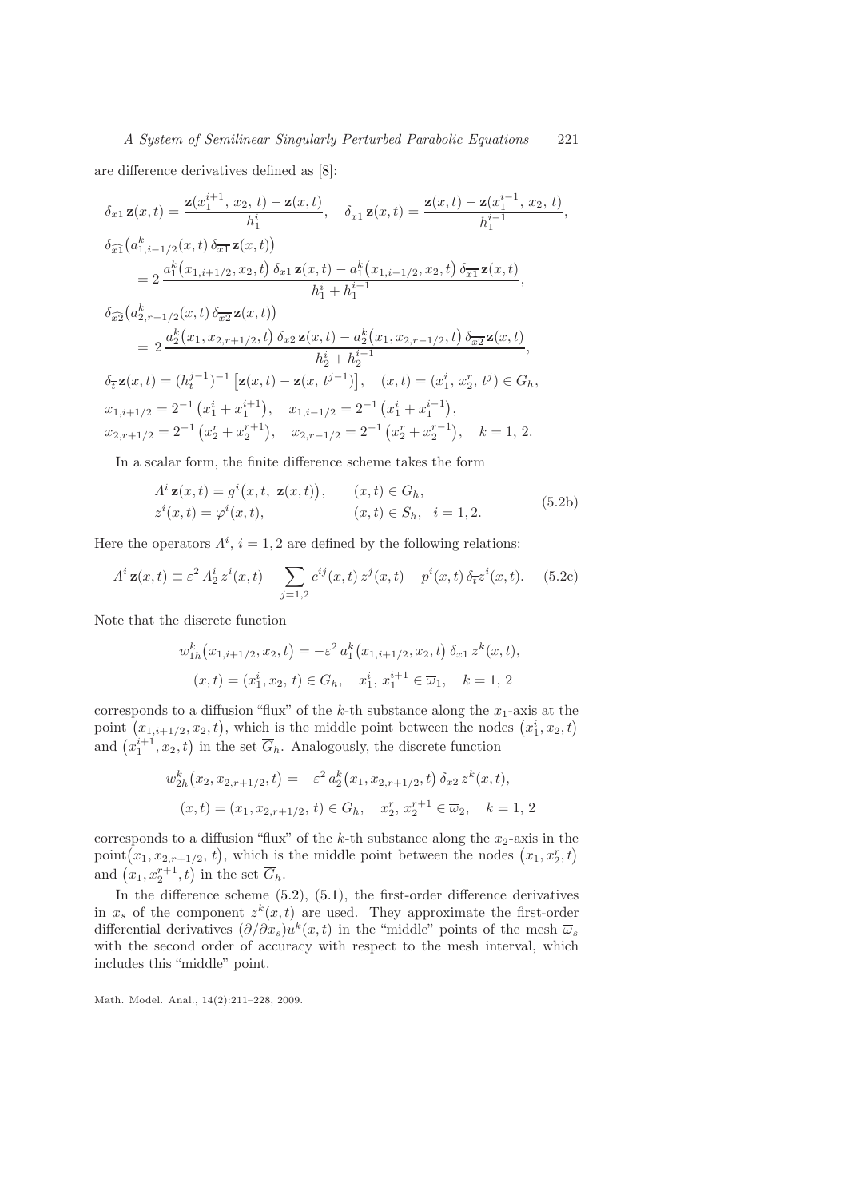are difference derivatives defined as [8]:

$$
\begin{aligned}
&\delta_{x1}\,\mathbf{z}(x,t) = \frac{\mathbf{z}(x_1^{i+1},\,x_2,\,t) - \mathbf{z}(x,t)}{h_1^i}, \quad \delta_{\overline{x1}}\,\mathbf{z}(x,t) = \frac{\mathbf{z}(x,t) - \mathbf{z}(x_1^{i-1},\,x_2,\,t)}{h_1^{i-1}},\\
&\delta_{\widehat{x1}}\big(a_{1,i-1/2}^k(x,t)\,\delta_{\overline{x1}}\,\mathbf{z}(x,t)\big)\\
&\quad = 2\,\frac{a_1^k\big(x_{1,i+1/2},x_2,t\big)\,\delta_{x1}\,\mathbf{z}(x,t) - a_1^k\big(x_{1,i-1/2},x_2,t\big)\,\delta_{\overline{x1}}\,\mathbf{z}(x,t)}{h_1^i + h_1^{i-1}},\\
&\delta_{\widehat{x2}}\big(a_{2,r-1/2}^k(x,t)\,\delta_{\overline{x2}}\,\mathbf{z}(x,t)\big)\\
&\quad = 2\,\frac{a_2^k\big(x_1,x_{2,r+1/2},t\big)\,\delta_{x2}\,\mathbf{z}(x,t) - a_2^k\big(x_1,x_{2,r-1/2},t\big)\,\delta_{\overline{x2}}\,\mathbf{z}(x,t)}{h_2^i + h_2^{i-1}},\\
&\delta_{\overline{t}}\,\mathbf{z}(x,t) = (h_t^{j-1})^{-1}\big[\mathbf{z}(x,t) - \mathbf{z}(x,\,t^{j-1})\big], \quad (x,t) = (x_1^i,\,x_2^r,\,t^j) \in G_h,\\
&x_{1,i+1/2} = 2^{-1}\big(x_1^i + x_1^{i+1}\big), \quad x_{1,i-1/2} = 2^{-1}\big(x_1^i + x_1^{i-1}\big),\\
&x_{2,r+1/2} = 2^{-1}\big(x_2^r + x_2^{r+1}\big), \quad x_{2,r-1/2} = 2^{-1}\big(x_2^r + x_2^{r-1}\big), \quad k = 1,\,2.
\end{aligned}
$$

In a scalar form, the finite difference scheme takes the form

$$
\begin{aligned}
&\Lambda^i\,\mathbf{z}(x,t) = g^i\big(x,t,\ \mathbf{z}(x,t)\big), && (x,t) \in G_h,\\
&z^i(x,t) = \varphi^i(x,t), && (x,t) \in S_h, \quad i = 1,2.
\end{aligned}
\tag{5.2b}
$$

Here the operators $\Lambda^i$, $i = 1,2$ are defined by the following relations:

$$
\Lambda^i\,\mathbf{z}(x,t) \equiv \varepsilon^2\,\Lambda_2^i\,z^i(x,t) - \sum_{j=1,2} c^{ij}(x,t)\,z^j(x,t) - p^i(x,t)\,\delta_{\overline{t}}z^i(x,t). \tag{5.2c}
$$

Note that the discrete function

$$
\begin{aligned}
&w_{1h}^k\big(x_{1,i+1/2},x_2,t\big) = -\varepsilon^2\,a_1^k\big(x_{1,i+1/2},x_2,t\big)\,\delta_{x1}\,z^k(x,t),\\
&(x,t) = (x_1^i,x_2,\,t) \in G_h, \quad x_1^i,\,x_1^{i+1} \in \overline{\omega}_1, \quad k = 1,\,2
\end{aligned}
$$

corresponds to a diffusion "flux" of the $k$-th substance along the $x_1$-axis at the point $\big(x_{1,i+1/2},x_2,t\big)$, which is the middle point between the nodes $\big(x_1^i,x_2,t\big)$ and $\big(x_1^{i+1},x_2,t\big)$ in the set $\overline{G}_h$. Analogously, the discrete function

$$
\begin{aligned}
&w_{2h}^k\big(x_2,x_{2,r+1/2},t\big) = -\varepsilon^2\,a_2^k\big(x_1,x_{2,r+1/2},t\big)\,\delta_{x2}\,z^k(x,t),\\
&(x,t) = (x_1,x_{2,r+1/2},\,t) \in G_h, \quad x_2^r,\,x_2^{r+1} \in \overline{\omega}_2, \quad k = 1,\,2
\end{aligned}
$$

corresponds to a diffusion "flux" of the $k$-th substance along the $x_2$-axis in the point$\big(x_1,x_{2,r+1/2},\,t\big)$, which is the middle point between the nodes $\big(x_1,x_2^r,t\big)$ and $\big(x_1,x_2^{r+1},t\big)$ in the set $\overline{G}_h$.

In the difference scheme (5.2), (5.1), the first-order difference derivatives in $x_s$ of the component $z^k(x,t)$ are used. They approximate the first-order differential derivatives $(\partial/\partial x_s)u^k(x,t)$ in the "middle" points of the mesh $\overline{\omega}_s$ with the second order of accuracy with respect to the mesh interval, which includes this "middle" point.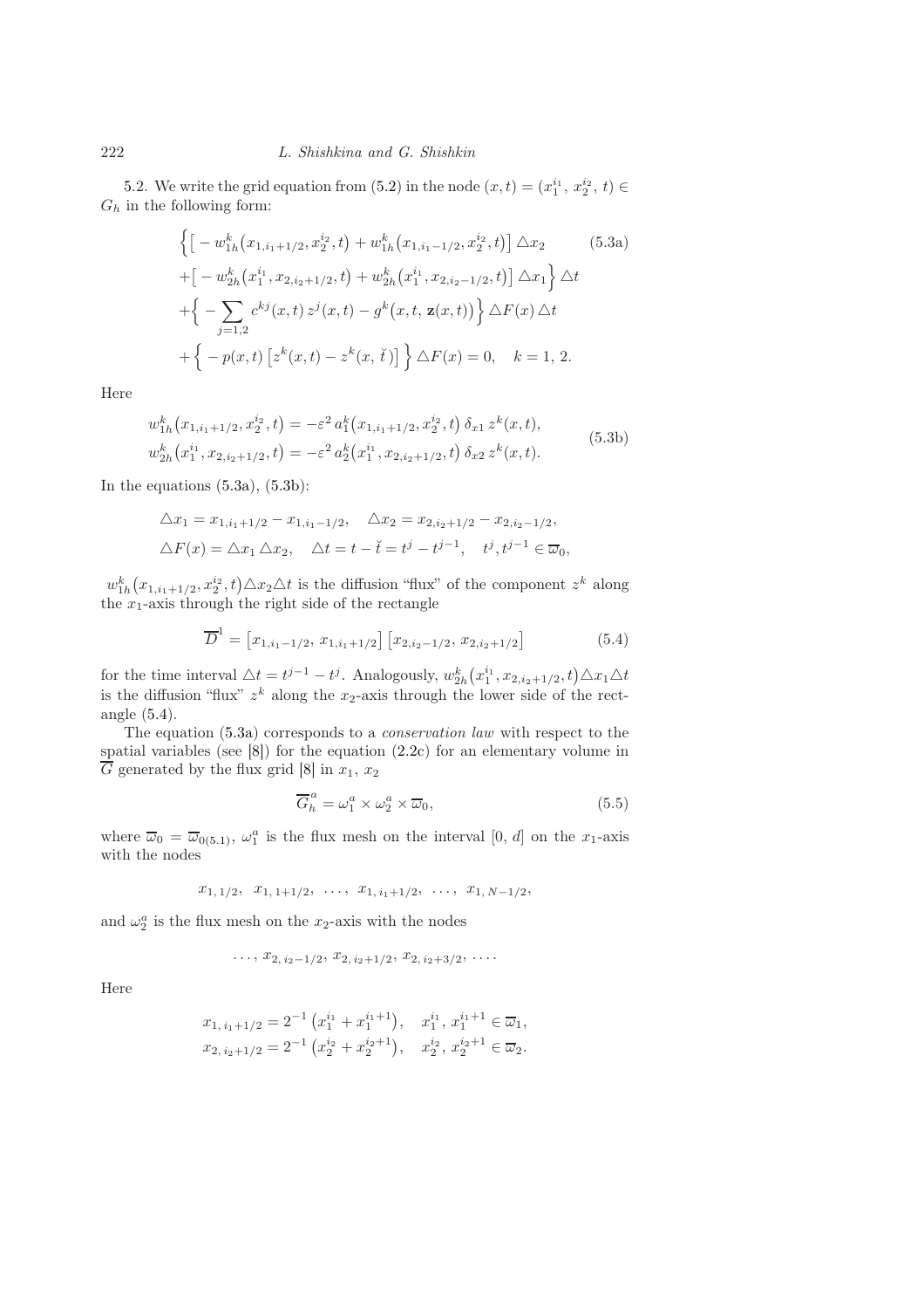5.2. We write the grid equation from (5.2) in the node $(x,t) = (x_1^{i_1}, x_2^{i_2}, t) \in G_h$ in the following form:

$$
\begin{aligned}
&\Big\{\big[-w_{1h}^k\big(x_{1,i_1+1/2}, x_2^{i_2}, t\big) + w_{1h}^k\big(x_{1,i_1-1/2}, x_2^{i_2}, t\big)\big] \triangle x_2 \\
&+\big[-w_{2h}^k\big(x_1^{i_1}, x_{2,i_2+1/2}, t\big) + w_{2h}^k\big(x_1^{i_1}, x_{2,i_2-1/2}, t\big)\big] \triangle x_1\Big\} \triangle t \\
&+\Big\{-\sum_{j=1,2} c^{kj}(x,t)\, z^j(x,t) - g^k\big(x,t,\mathbf{z}(x,t)\big)\Big\} \triangle F(x) \triangle t \\
&+\Big\{-p(x,t)\,\big[z^k(x,t) - z^k(x,\check{t}\,)\big]\Big\} \triangle F(x) = 0, \quad k = 1,\, 2.
\end{aligned}
\tag{5.3a}
$$

Here

$$
\begin{aligned}
w_{1h}^k\big(x_{1,i_1+1/2}, x_2^{i_2}, t\big) &= -\varepsilon^2\, a_1^k\big(x_{1,i_1+1/2}, x_2^{i_2}, t\big)\, \delta_{x1}\, z^k(x,t), \\
w_{2h}^k\big(x_1^{i_1}, x_{2,i_2+1/2}, t\big) &= -\varepsilon^2\, a_2^k\big(x_1^{i_1}, x_{2,i_2+1/2}, t\big)\, \delta_{x2}\, z^k(x,t).
\end{aligned}
\tag{5.3b}
$$

In the equations (5.3a), (5.3b):

$$
\begin{aligned}
&\triangle x_1 = x_{1,i_1+1/2} - x_{1,i_1-1/2}, \quad \triangle x_2 = x_{2,i_2+1/2} - x_{2,i_2-1/2}, \\
&\triangle F(x) = \triangle x_1\, \triangle x_2, \quad \triangle t = t - \check{t} = t^j - t^{j-1}, \quad t^j, t^{j-1} \in \overline{\omega}_0,
\end{aligned}
$$

$w_{1h}^k\big(x_{1,i_1+1/2}, x_2^{i_2}, t\big)\triangle x_2 \triangle t$ is the diffusion "flux" of the component $z^k$ along the $x_1$-axis through the right side of the rectangle

$$
\overline{D}^1 = \big[x_{1,i_1-1/2},\, x_{1,i_1+1/2}\big]\, \big[x_{2,i_2-1/2},\, x_{2,i_2+1/2}\big] \tag{5.4}
$$

for the time interval $\triangle t = t^{j-1} - t^j$. Analogously, $w_{2h}^k\big(x_1^{i_1}, x_{2,i_2+1/2}, t\big)\triangle x_1 \triangle t$ is the diffusion "flux" $z^k$ along the $x_2$-axis through the lower side of the rectangle (5.4).

The equation (5.3a) corresponds to a *conservation law* with respect to the spatial variables (see [8]) for the equation (2.2c) for an elementary volume in $\overline{G}$ generated by the flux grid [8] in $x_1$, $x_2$

$$
\overline{G}_h^a = \omega_1^a \times \omega_2^a \times \overline{\omega}_0, \tag{5.5}
$$

where $\overline{\omega}_0 = \overline{\omega}_{0(5.1)}$, $\omega_1^a$ is the flux mesh on the interval $[0,\, d]$ on the $x_1$-axis with the nodes

$$
x_{1,\,1/2}, \;\; x_{1,\,1+1/2}, \;\; \ldots, \;\; x_{1,\,i_1+1/2}, \;\; \ldots, \;\; x_{1,\,N-1/2},
$$

and $\omega_2^a$ is the flux mesh on the $x_2$-axis with the nodes

$$
\ldots,\, x_{2,\,i_2-1/2},\, x_{2,\,i_2+1/2},\, x_{2,\,i_2+3/2},\, \ldots.
$$

Here

$$
\begin{aligned}
x_{1,\,i_1+1/2} &= 2^{-1}\left(x_1^{i_1} + x_1^{i_1+1}\right), \quad x_1^{i_1},\, x_1^{i_1+1} \in \overline{\omega}_1, \\
x_{2,\,i_2+1/2} &= 2^{-1}\left(x_2^{i_2} + x_2^{i_2+1}\right), \quad x_2^{i_2},\, x_2^{i_2+1} \in \overline{\omega}_2.
\end{aligned}
$$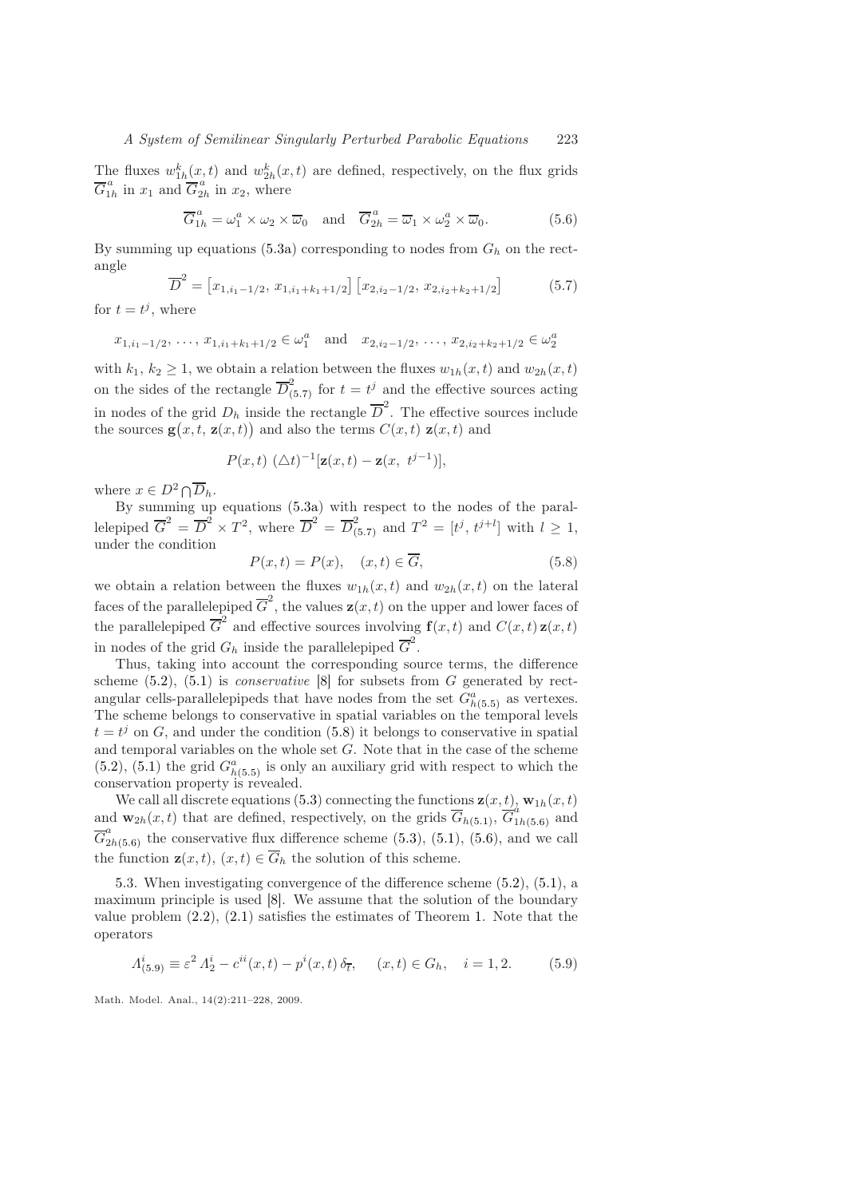The fluxes $w^k_{1h}(x,t)$ and $w^k_{2h}(x,t)$ are defined, respectively, on the flux grids $\overline{G}^a_{1h}$ in $x_1$ and $\overline{G}^a_{2h}$ in $x_2$, where

$$\overline{G}^a_{1h} = \omega^a_1 \times \omega_2 \times \overline{\omega}_0 \quad \text{and} \quad \overline{G}^a_{2h} = \overline{\omega}_1 \times \omega^a_2 \times \overline{\omega}_0. \tag{5.6}$$

By summing up equations (5.3a) corresponding to nodes from $G_h$ on the rectangle

$$\overline{D}^2 = \left[x_{1,i_1-1/2},\, x_{1,i_1+k_1+1/2}\right]\left[x_{2,i_2-1/2},\, x_{2,i_2+k_2+1/2}\right] \tag{5.7}$$

for $t = t^j$, where

$$x_{1,i_1-1/2},\, \ldots,\, x_{1,i_1+k_1+1/2} \in \omega^a_1 \quad \text{and} \quad x_{2,i_2-1/2},\, \ldots,\, x_{2,i_2+k_2+1/2} \in \omega^a_2$$

with $k_1,\, k_2 \geq 1$, we obtain a relation between the fluxes $w_{1h}(x,t)$ and $w_{2h}(x,t)$ on the sides of the rectangle $\overline{D}^2_{(5.7)}$ for $t = t^j$ and the effective sources acting in nodes of the grid $D_h$ inside the rectangle $\overline{D}^2$. The effective sources include the sources $\mathbf{g}\big(x, t,\, \mathbf{z}(x,t)\big)$ and also the terms $C(x,t)\;\mathbf{z}(x,t)$ and

$$P(x,t)\;(\triangle t)^{-1}[\mathbf{z}(x,t) - \mathbf{z}(x,\; t^{j-1})],$$

where $x \in D^2 \bigcap \overline{D}_h$.

By summing up equations (5.3a) with respect to the nodes of the parallelepiped $\overline{G}^2 = \overline{D}^2 \times T^2$, where $\overline{D}^2 = \overline{D}^2_{(5.7)}$ and $T^2 = [t^j,\, t^{j+l}]$ with $l \geq 1$, under the condition

$$P(x,t) = P(x), \quad (x,t) \in \overline{G}, \tag{5.8}$$

we obtain a relation between the fluxes $w_{1h}(x,t)$ and $w_{2h}(x,t)$ on the lateral faces of the parallelepiped $\overline{G}^2$, the values $\mathbf{z}(x,t)$ on the upper and lower faces of the parallelepiped $\overline{G}^2$ and effective sources involving $\mathbf{f}(x,t)$ and $C(x,t)\,\mathbf{z}(x,t)$ in nodes of the grid $G_h$ inside the parallelepiped $\overline{G}^2$.

Thus, taking into account the corresponding source terms, the difference scheme (5.2), (5.1) is *conservative* [8] for subsets from $G$ generated by rectangular cells-parallelepipeds that have nodes from the set $G^a_{h(5.5)}$ as vertexes. The scheme belongs to conservative in spatial variables on the temporal levels $t = t^j$ on $G$, and under the condition (5.8) it belongs to conservative in spatial and temporal variables on the whole set $G$. Note that in the case of the scheme (5.2), (5.1) the grid $G^a_{h(5.5)}$ is only an auxiliary grid with respect to which the conservation property is revealed.

We call all discrete equations (5.3) connecting the functions $\mathbf{z}(x,t)$, $\mathbf{w}_{1h}(x,t)$ and $\mathbf{w}_{2h}(x,t)$ that are defined, respectively, on the grids $\overline{G}_{h(5.1)}$, $\overline{G}^a_{1h(5.6)}$ and $\overline{G}^a_{2h(5.6)}$ the conservative flux difference scheme (5.3), (5.1), (5.6), and we call the function $\mathbf{z}(x,t)$, $(x,t) \in \overline{G}_h$ the solution of this scheme.

5.3. When investigating convergence of the difference scheme (5.2), (5.1), a maximum principle is used [8]. We assume that the solution of the boundary value problem (2.2), (2.1) satisfies the estimates of Theorem 1. Note that the operators

$$\Lambda^i_{(5.9)} \equiv \varepsilon^2\, \Lambda^i_2 - c^{ii}(x,t) - p^i(x,t)\, \delta_{\overline{t}}, \qquad (x,t) \in G_h, \quad i = 1, 2. \tag{5.9}$$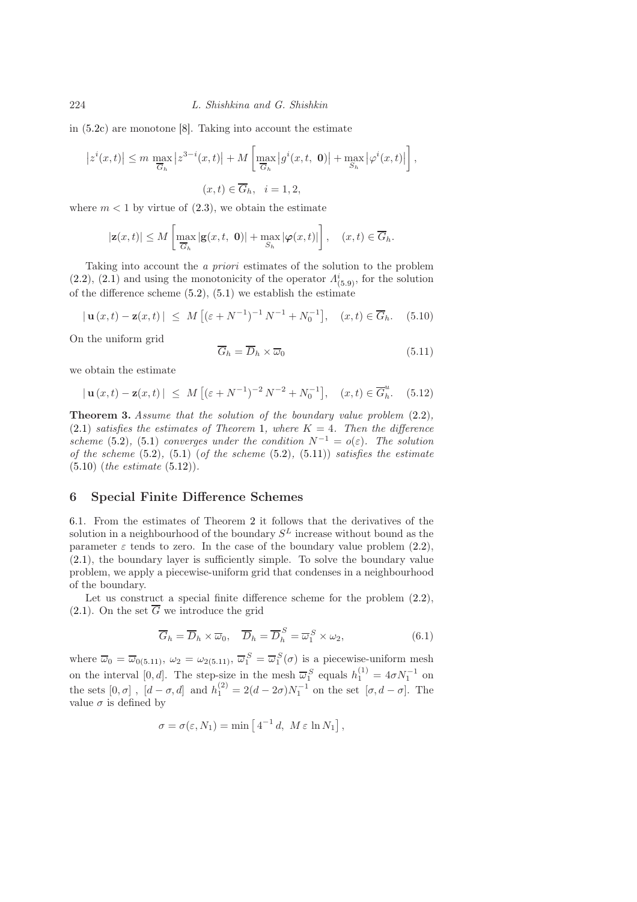in (5.2c) are monotone [8]. Taking into account the estimate

$$\left|z^i(x,t)\right| \le m \max_{\overline{G}_h} \left|z^{3-i}(x,t)\right| + M \left[ \max_{\overline{G}_h} \left|g^i(x,t,\ \mathbf{0})\right| + \max_{S_h} \left|\varphi^i(x,t)\right| \right],$$

$$(x,t) \in \overline{G}_h, \quad i = 1, 2,$$

where $m < 1$ by virtue of (2.3), we obtain the estimate

$$|\mathbf{z}(x,t)| \le M \left[ \max_{\overline{G}_h} |\mathbf{g}(x,t,\ \mathbf{0})| + \max_{S_h} |\boldsymbol{\varphi}(x,t)| \right], \quad (x,t) \in \overline{G}_h.$$

Taking into account the *a priori* estimates of the solution to the problem (2.2), (2.1) and using the monotonicity of the operator $\Lambda^i_{(5.9)}$, for the solution of the difference scheme (5.2), (5.1) we establish the estimate

$$|\,\mathbf{u}\,(x,t) - \mathbf{z}(x,t)\,| \ \le\ M\left[(\varepsilon + N^{-1})^{-1}\,N^{-1} + N_0^{-1}\right], \quad (x,t) \in \overline{G}_h. \quad (5.10)$$

On the uniform grid

$$\overline{G}_h = \overline{D}_h \times \overline{\omega}_0 \quad (5.11)$$

we obtain the estimate

$$|\,\mathbf{u}\,(x,t) - \mathbf{z}(x,t)\,| \ \le\ M\left[(\varepsilon + N^{-1})^{-2}\,N^{-2} + N_0^{-1}\right], \quad (x,t) \in \overline{G}^u_h. \quad (5.12)$$

**Theorem 3.** *Assume that the solution of the boundary value problem* (2.2)*,* (2.1) *satisfies the estimates of Theorem* 1*, where* $K = 4$*. Then the difference scheme* (5.2)*,* (5.1) *converges under the condition* $N^{-1} = o(\varepsilon)$*. The solution of the scheme* (5.2)*,* (5.1) (*of the scheme* (5.2)*,* (5.11)) *satisfies the estimate* (5.10) (*the estimate* (5.12)).

## 6 Special Finite Difference Schemes

6.1. From the estimates of Theorem 2 it follows that the derivatives of the solution in a neighbourhood of the boundary $S^L$ increase without bound as the parameter $\varepsilon$ tends to zero. In the case of the boundary value problem (2.2), (2.1), the boundary layer is sufficiently simple. To solve the boundary value problem, we apply a piecewise-uniform grid that condenses in a neighbourhood of the boundary.

Let us construct a special finite difference scheme for the problem (2.2), (2.1). On the set $\overline{G}$ we introduce the grid

$$\overline{G}_h = \overline{D}_h \times \overline{\omega}_0, \quad \overline{D}_h = \overline{D}^S_h = \overline{\omega}^S_1 \times \omega_2, \quad (6.1)$$

where $\overline{\omega}_0 = \overline{\omega}_{0(5.11)}$, $\omega_2 = \omega_{2(5.11)}$, $\overline{\omega}^S_1 = \overline{\omega}^S_1(\sigma)$ is a piecewise-uniform mesh on the interval $[0,d]$. The step-size in the mesh $\overline{\omega}^S_1$ equals $h^{(1)}_1 = 4\sigma N_1^{-1}$ on the sets $[0,\sigma]$ , $[d-\sigma,d]$ and $h^{(2)}_1 = 2(d-2\sigma)N_1^{-1}$ on the set $[\sigma, d-\sigma]$. The value $\sigma$ is defined by

$$\sigma = \sigma(\varepsilon, N_1) = \min\left[\,4^{-1}\,d,\ M\,\varepsilon\,\ln N_1\right],$$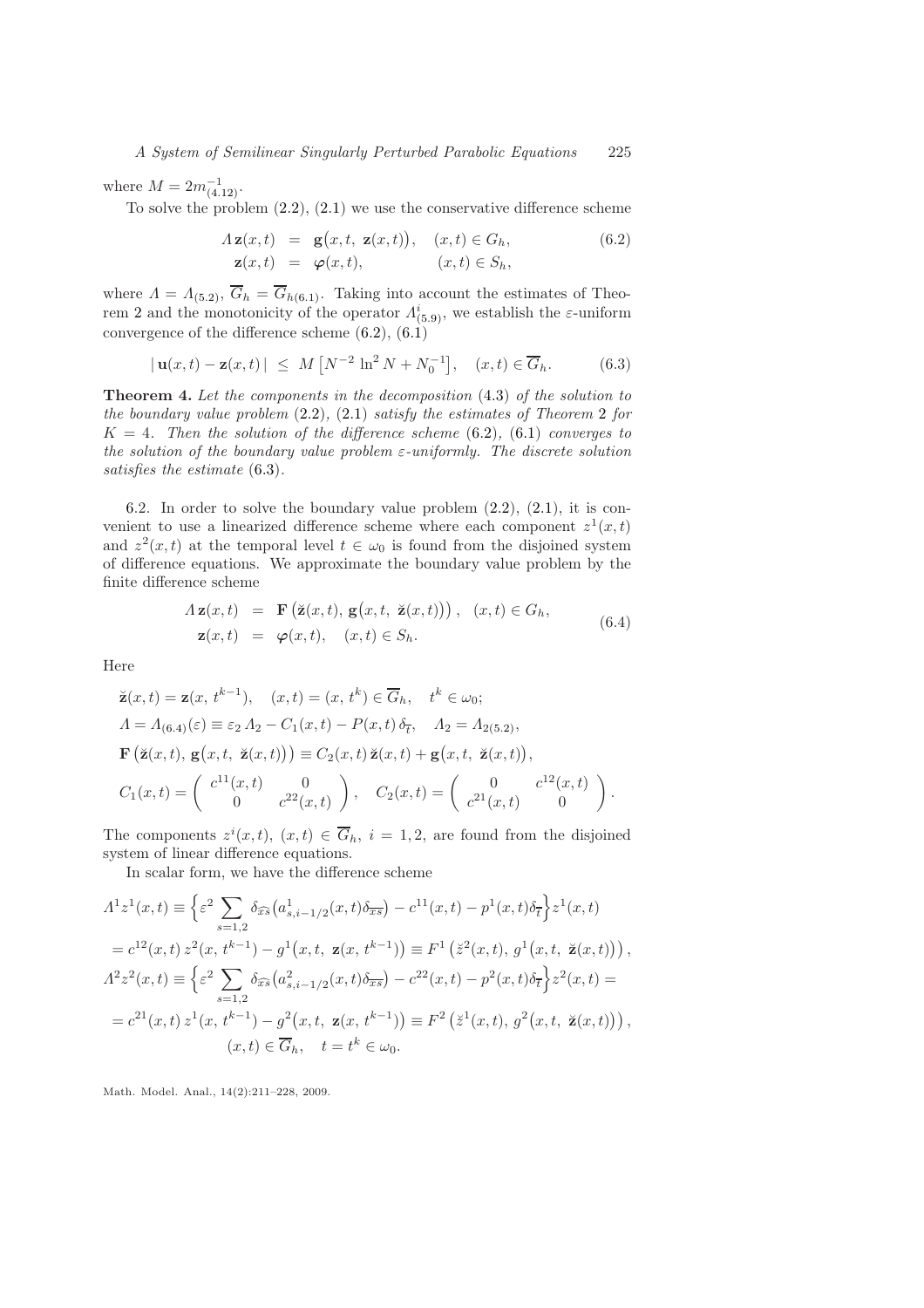where $M = 2m^{-1}_{(4.12)}$.

To solve the problem (2.2), (2.1) we use the conservative difference scheme

$$
\begin{aligned}
\Lambda\,\mathbf{z}(x,t) &= \mathbf{g}\big(x,t,\ \mathbf{z}(x,t)\big), \quad (x,t) \in G_h, \\
\mathbf{z}(x,t) &= \boldsymbol{\varphi}(x,t), \qquad\qquad (x,t) \in S_h,
\end{aligned}
\tag{6.2}
$$

where $\Lambda = \Lambda_{(5.2)}$, $\overline{G}_h = \overline{G}_{h(6.1)}$. Taking into account the estimates of Theorem 2 and the monotonicity of the operator $\Lambda^i_{(5.9)}$, we establish the $\varepsilon$-uniform convergence of the difference scheme (6.2), (6.1)

$$
|\,\mathbf{u}(x,t) - \mathbf{z}(x,t)\,| \;\le\; M\left[N^{-2}\ln^2 N + N_0^{-1}\right], \quad (x,t) \in \overline{G}_h. \tag{6.3}
$$

**Theorem 4.** *Let the components in the decomposition* (4.3) *of the solution to the boundary value problem* (2.2), (2.1) *satisfy the estimates of Theorem* 2 *for* $K = 4$. *Then the solution of the difference scheme* (6.2), (6.1) *converges to the solution of the boundary value problem $\varepsilon$-uniformly. The discrete solution satisfies the estimate* (6.3).

6.2. In order to solve the boundary value problem (2.2), (2.1), it is convenient to use a linearized difference scheme where each component $z^1(x,t)$ and $z^2(x,t)$ at the temporal level $t \in \omega_0$ is found from the disjoined system of difference equations. We approximate the boundary value problem by the finite difference scheme

$$
\begin{aligned}
\Lambda\,\mathbf{z}(x,t) &= \mathbf{F}\left(\check{\mathbf{z}}(x,t),\, \mathbf{g}\big(x,t,\ \check{\mathbf{z}}(x,t)\big)\right), \quad (x,t) \in G_h, \\
\mathbf{z}(x,t) &= \boldsymbol{\varphi}(x,t), \quad (x,t) \in S_h.
\end{aligned}
\tag{6.4}
$$

Here

$$
\begin{aligned}
&\check{\mathbf{z}}(x,t) = \mathbf{z}(x,\, t^{k-1}), \quad (x,t) = (x,\, t^k) \in \overline{G}_h, \quad t^k \in \omega_0; \\
&\Lambda = \Lambda_{(6.4)}(\varepsilon) \equiv \varepsilon_2\, \Lambda_2 - C_1(x,t) - P(x,t)\,\delta_{\overline{t}}, \quad \Lambda_2 = \Lambda_{2(5.2)}, \\
&\mathbf{F}\left(\check{\mathbf{z}}(x,t),\, \mathbf{g}\big(x,t,\ \check{\mathbf{z}}(x,t)\big)\right) \equiv C_2(x,t)\,\check{\mathbf{z}}(x,t) + \mathbf{g}\big(x,t,\ \check{\mathbf{z}}(x,t)\big), \\
&C_1(x,t) = \begin{pmatrix} c^{11}(x,t) & 0 \\ 0 & c^{22}(x,t) \end{pmatrix}, \quad C_2(x,t) = \begin{pmatrix} 0 & c^{12}(x,t) \\ c^{21}(x,t) & 0 \end{pmatrix}.
\end{aligned}
$$

The components $z^i(x,t)$, $(x,t) \in \overline{G}_h$, $i = 1,2$, are found from the disjoined system of linear difference equations.

In scalar form, we have the difference scheme

$$
\begin{aligned}
\Lambda^1 z^1(x,t) &\equiv \Big\{\varepsilon^2 \sum_{s=1,2} \delta_{\widehat{xs}}\big(a^1_{s,i-1/2}(x,t)\delta_{\overline{xs}}\big) - c^{11}(x,t) - p^1(x,t)\delta_{\overline{t}}\Big\} z^1(x,t) \\
&= c^{12}(x,t)\, z^2(x,\, t^{k-1}) - g^1\big(x,t,\ \mathbf{z}(x,\, t^{k-1})\big) \equiv F^1\left(\check{z}^2(x,t),\, g^1\big(x,t,\ \check{\mathbf{z}}(x,t)\big)\right), \\
\Lambda^2 z^2(x,t) &\equiv \Big\{\varepsilon^2 \sum_{s=1,2} \delta_{\widehat{xs}}\big(a^2_{s,i-1/2}(x,t)\delta_{\overline{xs}}\big) - c^{22}(x,t) - p^2(x,t)\delta_{\overline{t}}\Big\} z^2(x,t) = \\
&= c^{21}(x,t)\, z^1(x,\, t^{k-1}) - g^2\big(x,t,\ \mathbf{z}(x,\, t^{k-1})\big) \equiv F^2\left(\check{z}^1(x,t),\, g^2\big(x,t,\ \check{\mathbf{z}}(x,t)\big)\right), \\
&\qquad\qquad (x,t) \in \overline{G}_h, \quad t = t^k \in \omega_0.
\end{aligned}
$$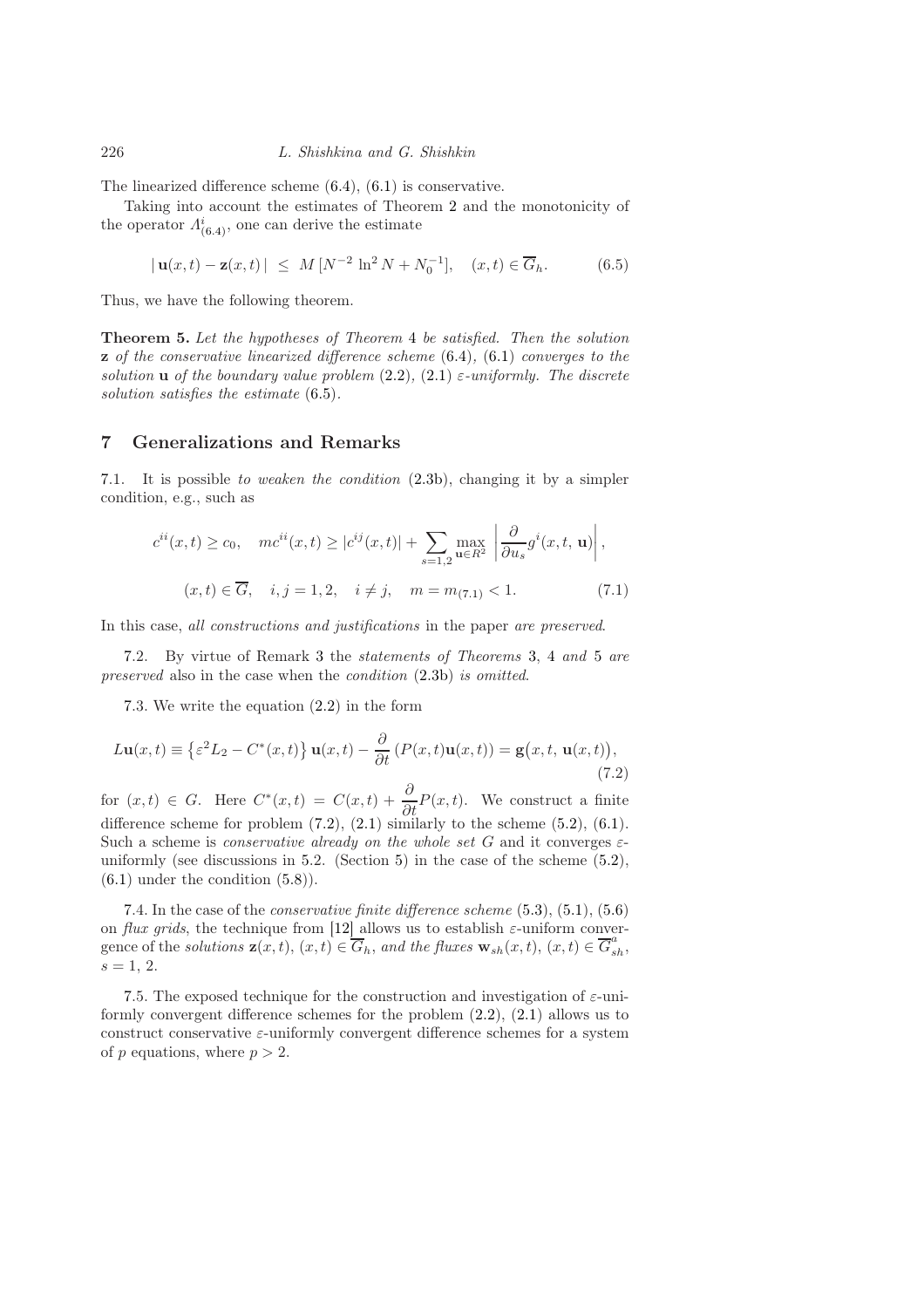The linearized difference scheme (6.4), (6.1) is conservative.

Taking into account the estimates of Theorem 2 and the monotonicity of the operator $\Lambda^i_{(6.4)}$, one can derive the estimate

$$|\,\mathbf{u}(x,t) - \mathbf{z}(x,t)\,| \;\leq\; M\,[N^{-2}\,\ln^2 N + N_0^{-1}], \quad (x,t) \in \overline{G}_h. \tag{6.5}$$

Thus, we have the following theorem.

**Theorem 5.** *Let the hypotheses of Theorem* 4 *be satisfied. Then the solution* $\mathbf{z}$ *of the conservative linearized difference scheme* (6.4), (6.1) *converges to the solution* $\mathbf{u}$ *of the boundary value problem* (2.2), (2.1) $\varepsilon$*-uniformly. The discrete solution satisfies the estimate* (6.5).

## 7 Generalizations and Remarks

7.1. It is possible *to weaken the condition* (2.3b), changing it by a simpler condition, e.g., such as

$$c^{ii}(x,t) \geq c_0, \quad m c^{ii}(x,t) \geq |c^{ij}(x,t)| + \sum_{s=1,2} \max_{\mathbf{u}\in R^2} \left| \frac{\partial}{\partial u_s} g^i(x,t,\,\mathbf{u}) \right|,$$
$$(x,t) \in \overline{G}, \quad i,j = 1,2, \quad i \neq j, \quad m = m_{(7.1)} < 1. \tag{7.1}$$

In this case, *all constructions and justifications* in the paper *are preserved*.

7.2. By virtue of Remark 3 the *statements of Theorems* 3, 4 *and* 5 *are preserved* also in the case when the *condition* (2.3b) *is omitted*.

7.3. We write the equation (2.2) in the form

$$L\mathbf{u}(x,t) \equiv \left\{\varepsilon^2 L_2 - C^*(x,t)\right\} \mathbf{u}(x,t) - \frac{\partial}{\partial t}\left(P(x,t)\mathbf{u}(x,t)\right) = \mathbf{g}\big(x,t,\,\mathbf{u}(x,t)\big), \tag{7.2}$$

for $(x,t) \in G$. Here $C^*(x,t) = C(x,t) + \dfrac{\partial}{\partial t}P(x,t)$. We construct a finite difference scheme for problem (7.2), (2.1) similarly to the scheme (5.2), (6.1). Such a scheme is *conservative already on the whole set* $G$ and it converges $\varepsilon$-uniformly (see discussions in 5.2. (Section 5) in the case of the scheme (5.2), (6.1) under the condition (5.8)).

7.4. In the case of the *conservative finite difference scheme* (5.3), (5.1), (5.6) on *flux grids*, the technique from [12] allows us to establish $\varepsilon$-uniform convergence of the *solutions* $\mathbf{z}(x,t)$, $(x,t) \in \overline{G}_h$, *and the fluxes* $\mathbf{w}_{sh}(x,t)$, $(x,t) \in \overline{G}^a_{sh}$, $s = 1,\,2$.

7.5. The exposed technique for the construction and investigation of $\varepsilon$-uniformly convergent difference schemes for the problem (2.2), (2.1) allows us to construct conservative $\varepsilon$-uniformly convergent difference schemes for a system of $p$ equations, where $p > 2$.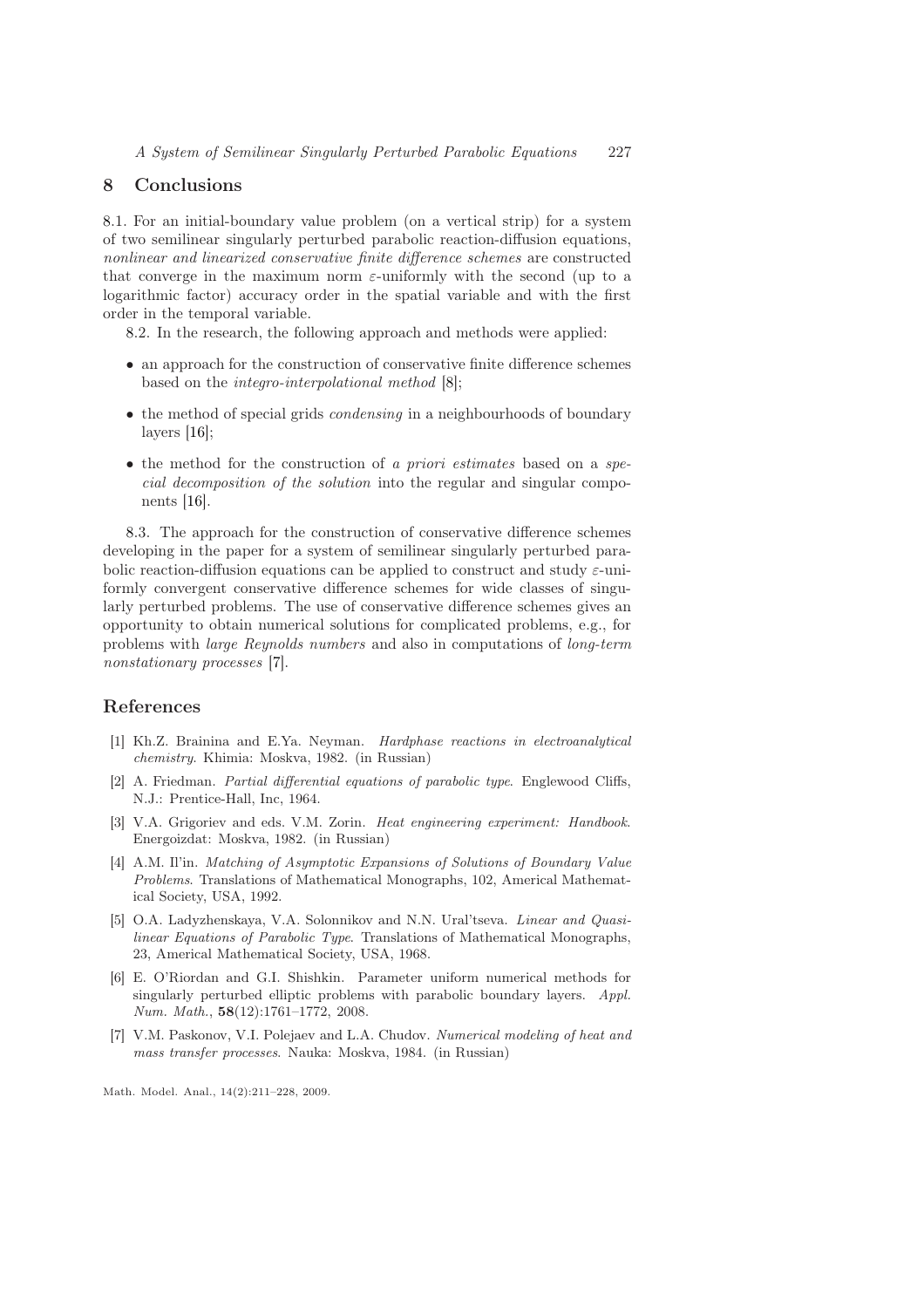## 8 Conclusions

8.1. For an initial-boundary value problem (on a vertical strip) for a system of two semilinear singularly perturbed parabolic reaction-diffusion equations, *nonlinear and linearized conservative finite difference schemes* are constructed that converge in the maximum norm $\varepsilon$-uniformly with the second (up to a logarithmic factor) accuracy order in the spatial variable and with the first order in the temporal variable.

8.2. In the research, the following approach and methods were applied:

- an approach for the construction of conservative finite difference schemes based on the *integro-interpolational method* [8];
- the method of special grids *condensing* in a neighbourhoods of boundary layers [16];
- the method for the construction of *a priori estimates* based on a *special decomposition of the solution* into the regular and singular components [16].

8.3. The approach for the construction of conservative difference schemes developing in the paper for a system of semilinear singularly perturbed parabolic reaction-diffusion equations can be applied to construct and study $\varepsilon$-uniformly convergent conservative difference schemes for wide classes of singularly perturbed problems. The use of conservative difference schemes gives an opportunity to obtain numerical solutions for complicated problems, e.g., for problems with *large Reynolds numbers* and also in computations of *long-term nonstationary processes* [7].

## References

[1] Kh.Z. Brainina and E.Ya. Neyman. *Hardphase reactions in electroanalytical chemistry*. Khimia: Moskva, 1982. (in Russian)

[2] A. Friedman. *Partial differential equations of parabolic type*. Englewood Cliffs, N.J.: Prentice-Hall, Inc, 1964.

[3] V.A. Grigoriev and eds. V.M. Zorin. *Heat engineering experiment: Handbook*. Energoizdat: Moskva, 1982. (in Russian)

[4] A.M. Il'in. *Matching of Asymptotic Expansions of Solutions of Boundary Value Problems*. Translations of Mathematical Monographs, 102, Americal Mathematical Society, USA, 1992.

[5] O.A. Ladyzhenskaya, V.A. Solonnikov and N.N. Ural'tseva. *Linear and Quasilinear Equations of Parabolic Type*. Translations of Mathematical Monographs, 23, Americal Mathematical Society, USA, 1968.

[6] E. O'Riordan and G.I. Shishkin. Parameter uniform numerical methods for singularly perturbed elliptic problems with parabolic boundary layers. *Appl. Num. Math.*, **58**(12):1761–1772, 2008.

[7] V.M. Paskonov, V.I. Polejaev and L.A. Chudov. *Numerical modeling of heat and mass transfer processes*. Nauka: Moskva, 1984. (in Russian)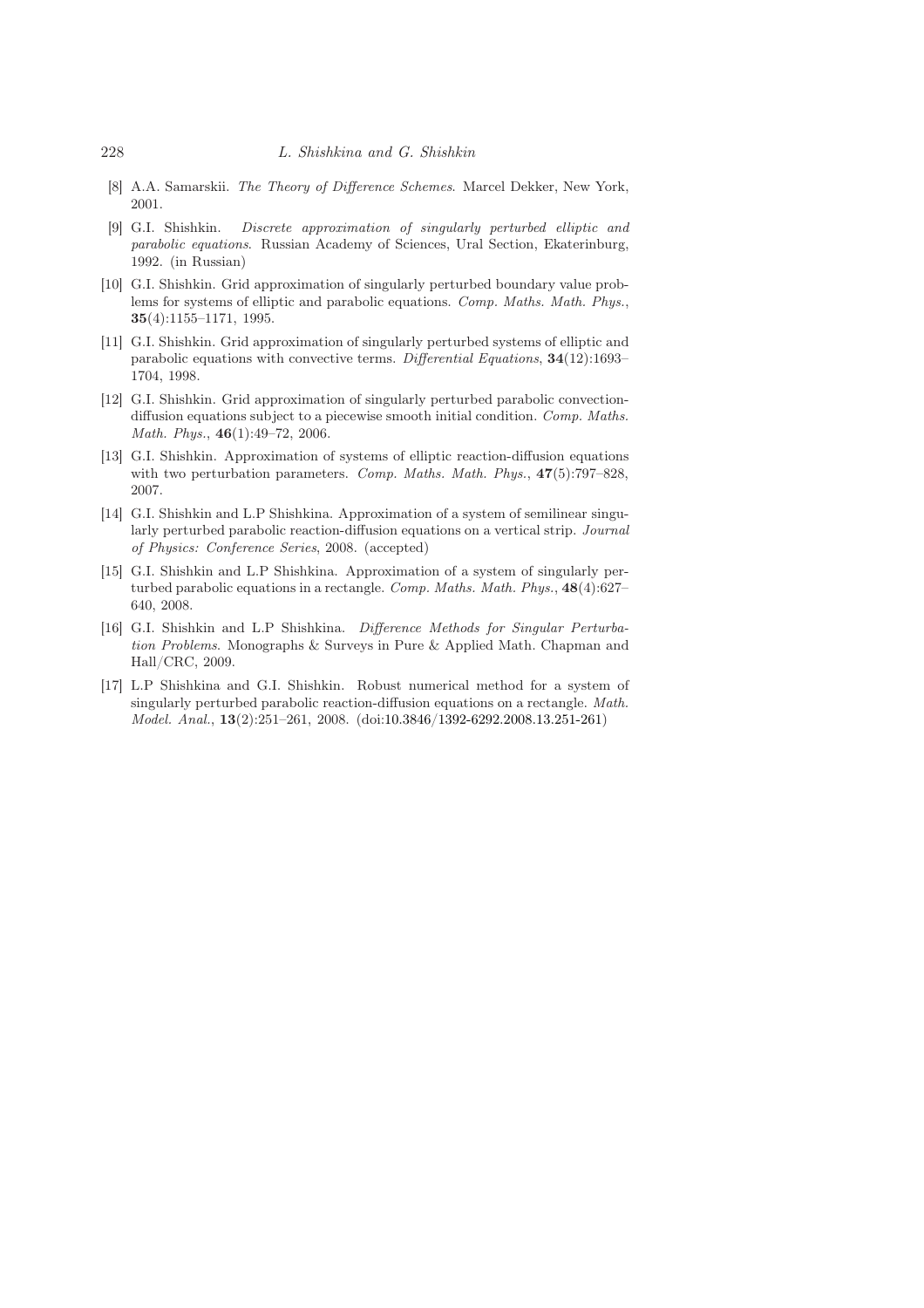[8] A.A. Samarskii. *The Theory of Difference Schemes*. Marcel Dekker, New York, 2001.

[9] G.I. Shishkin. *Discrete approximation of singularly perturbed elliptic and parabolic equations*. Russian Academy of Sciences, Ural Section, Ekaterinburg, 1992. (in Russian)

[10] G.I. Shishkin. Grid approximation of singularly perturbed boundary value problems for systems of elliptic and parabolic equations. *Comp. Maths. Math. Phys.*, **35**(4):1155–1171, 1995.

[11] G.I. Shishkin. Grid approximation of singularly perturbed systems of elliptic and parabolic equations with convective terms. *Differential Equations*, **34**(12):1693–1704, 1998.

[12] G.I. Shishkin. Grid approximation of singularly perturbed parabolic convection-diffusion equations subject to a piecewise smooth initial condition. *Comp. Maths. Math. Phys.*, **46**(1):49–72, 2006.

[13] G.I. Shishkin. Approximation of systems of elliptic reaction-diffusion equations with two perturbation parameters. *Comp. Maths. Math. Phys.*, **47**(5):797–828, 2007.

[14] G.I. Shishkin and L.P Shishkina. Approximation of a system of semilinear singularly perturbed parabolic reaction-diffusion equations on a vertical strip. *Journal of Physics: Conference Series*, 2008. (accepted)

[15] G.I. Shishkin and L.P Shishkina. Approximation of a system of singularly perturbed parabolic equations in a rectangle. *Comp. Maths. Math. Phys.*, **48**(4):627–640, 2008.

[16] G.I. Shishkin and L.P Shishkina. *Difference Methods for Singular Perturbation Problems*. Monographs & Surveys in Pure & Applied Math. Chapman and Hall/CRC, 2009.

[17] L.P Shishkina and G.I. Shishkin. Robust numerical method for a system of singularly perturbed parabolic reaction-diffusion equations on a rectangle. *Math. Model. Anal.*, **13**(2):251–261, 2008. (doi:10.3846/1392-6292.2008.13.251-261)